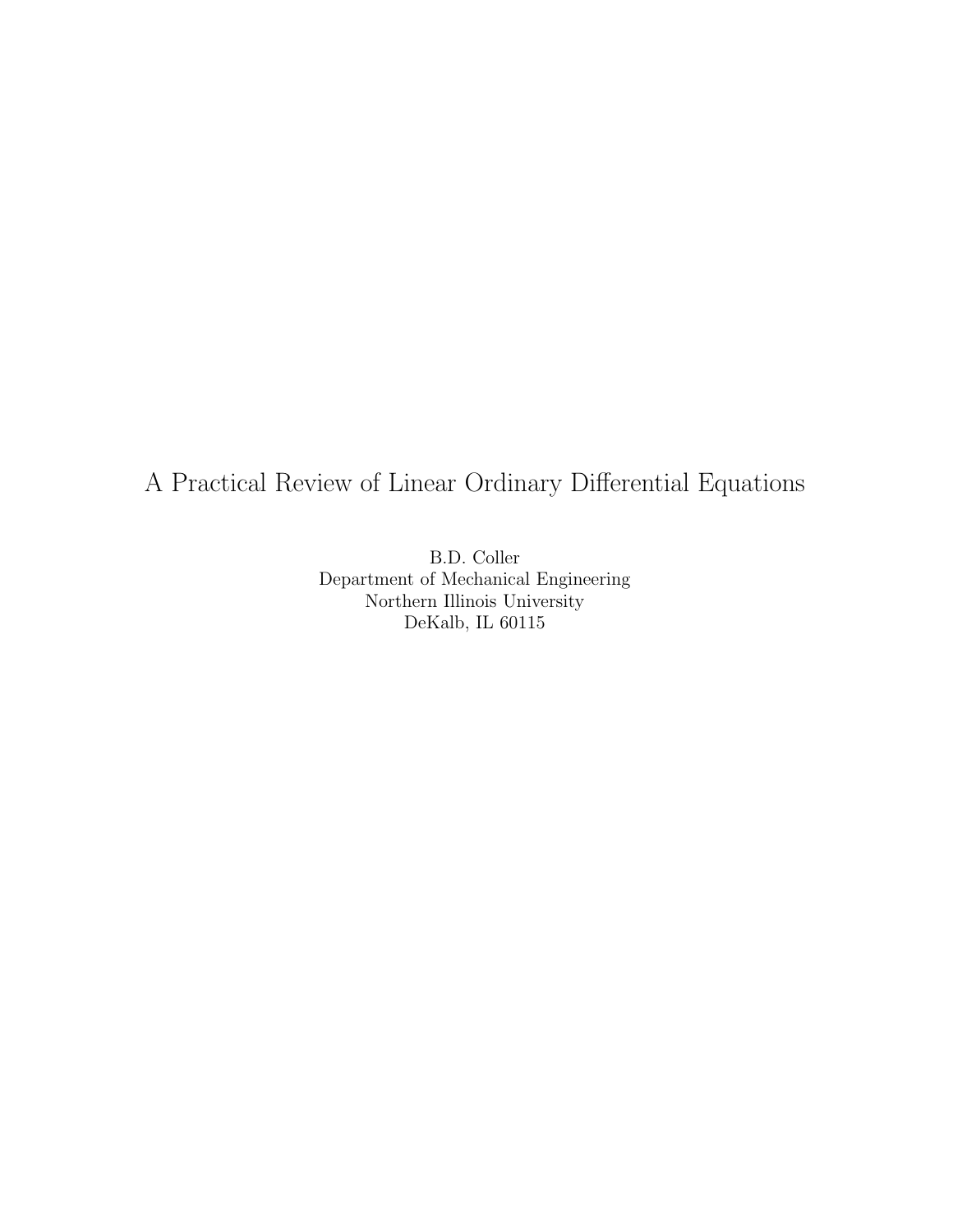# A Practical Review of Linear Ordinary Differential Equations

B.D. Coller
Department of Mechanical Engineering
Northern Illinois University
DeKalb, IL 60115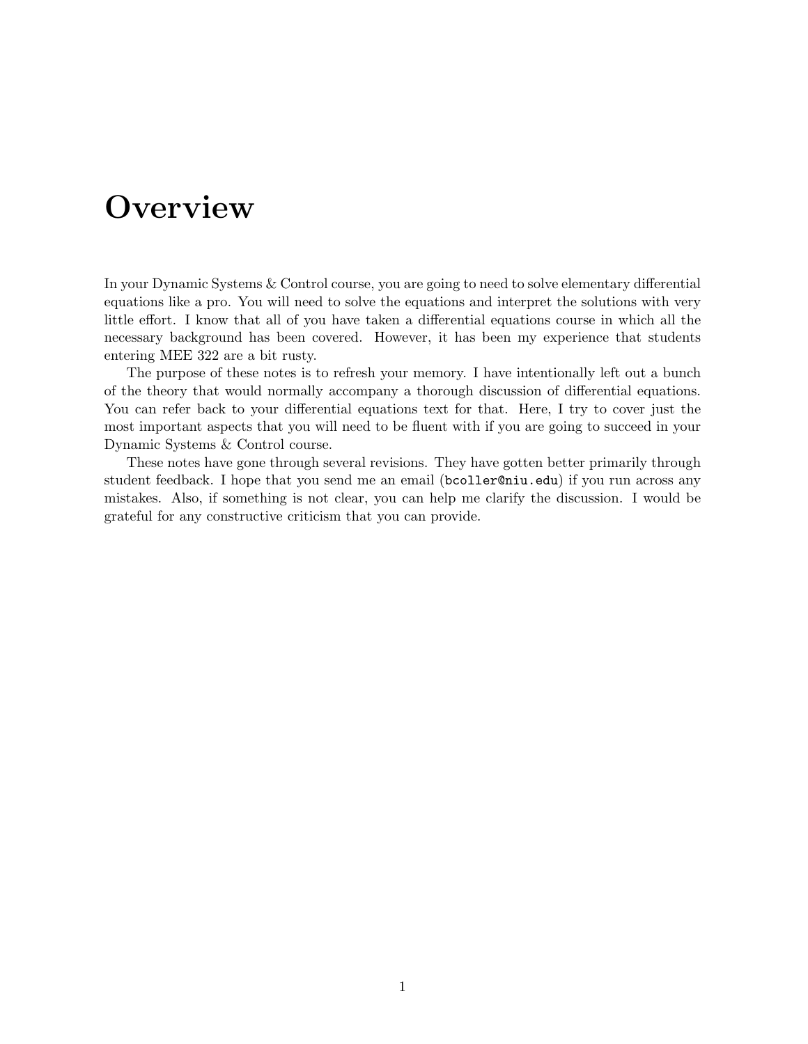# Overview

In your Dynamic Systems & Control course, you are going to need to solve elementary differential equations like a pro. You will need to solve the equations and interpret the solutions with very little effort. I know that all of you have taken a differential equations course in which all the necessary background has been covered. However, it has been my experience that students entering MEE 322 are a bit rusty.

The purpose of these notes is to refresh your memory. I have intentionally left out a bunch of the theory that would normally accompany a thorough discussion of differential equations. You can refer back to your differential equations text for that. Here, I try to cover just the most important aspects that you will need to be fluent with if you are going to succeed in your Dynamic Systems & Control course.

These notes have gone through several revisions. They have gotten better primarily through student feedback. I hope that you send me an email (`bcoller@niu.edu`) if you run across any mistakes. Also, if something is not clear, you can help me clarify the discussion. I would be grateful for any constructive criticism that you can provide.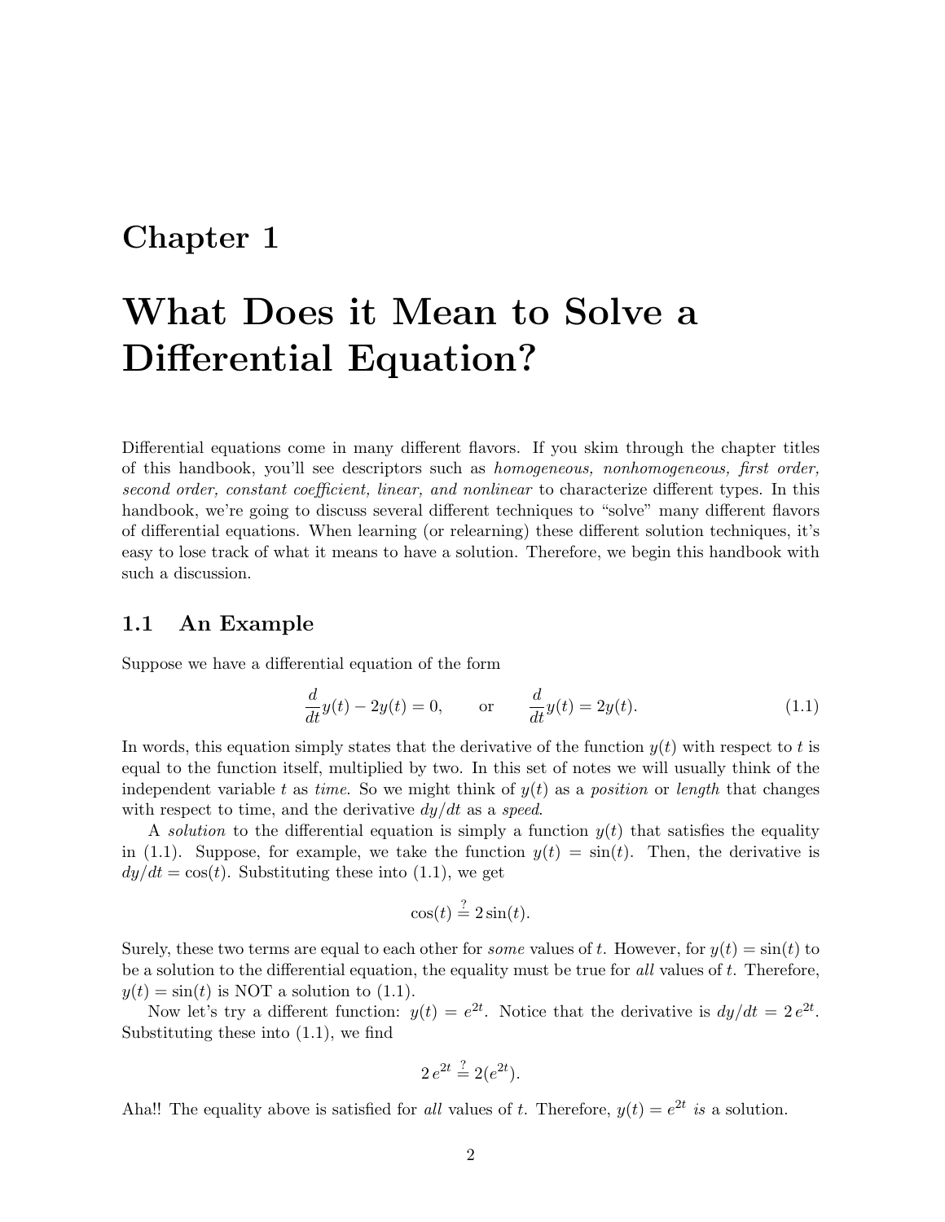# Chapter 1

# What Does it Mean to Solve a Differential Equation?

Differential equations come in many different flavors. If you skim through the chapter titles of this handbook, you'll see descriptors such as *homogeneous, nonhomogeneous, first order, second order, constant coefficient, linear, and nonlinear* to characterize different types. In this handbook, we're going to discuss several different techniques to "solve" many different flavors of differential equations. When learning (or relearning) these different solution techniques, it's easy to lose track of what it means to have a solution. Therefore, we begin this handbook with such a discussion.

## 1.1 An Example

Suppose we have a differential equation of the form

$$\frac{d}{dt}y(t) - 2y(t) = 0, \qquad \text{or} \qquad \frac{d}{dt}y(t) = 2y(t). \tag{1.1}$$

In words, this equation simply states that the derivative of the function $y(t)$ with respect to $t$ is equal to the function itself, multiplied by two. In this set of notes we will usually think of the independent variable $t$ as *time*. So we might think of $y(t)$ as a *position* or *length* that changes with respect to time, and the derivative $dy/dt$ as a *speed*.

A *solution* to the differential equation is simply a function $y(t)$ that satisfies the equality in (1.1). Suppose, for example, we take the function $y(t) = \sin(t)$. Then, the derivative is $dy/dt = \cos(t)$. Substituting these into (1.1), we get

$$\cos(t) \stackrel{?}{=} 2\sin(t).$$

Surely, these two terms are equal to each other for *some* values of $t$. However, for $y(t) = \sin(t)$ to be a solution to the differential equation, the equality must be true for *all* values of $t$. Therefore, $y(t) = \sin(t)$ is NOT a solution to (1.1).

Now let's try a different function: $y(t) = e^{2t}$. Notice that the derivative is $dy/dt = 2\,e^{2t}$. Substituting these into (1.1), we find

$$2\,e^{2t} \stackrel{?}{=} 2(e^{2t}).$$

Aha!! The equality above is satisfied for *all* values of $t$. Therefore, $y(t) = e^{2t}$ *is* a solution.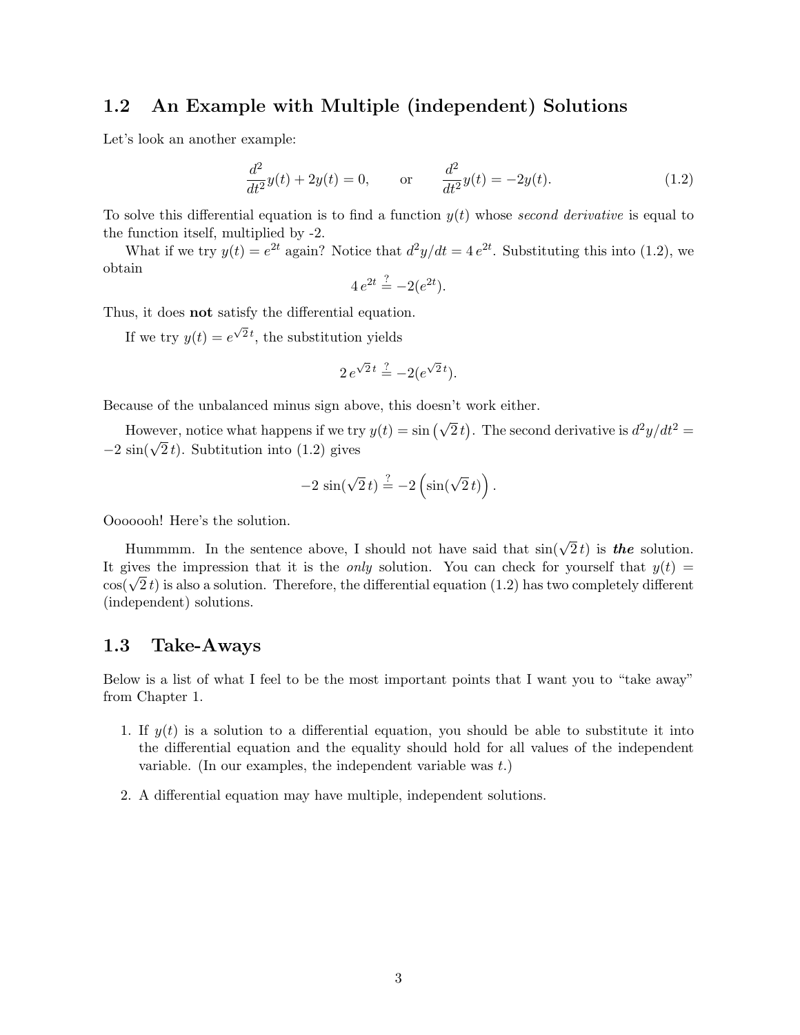## 1.2 An Example with Multiple (independent) Solutions

Let's look an another example:

$$\frac{d^2}{dt^2}y(t) + 2y(t) = 0, \qquad \text{or} \qquad \frac{d^2}{dt^2}y(t) = -2y(t). \tag{1.2}$$

To solve this differential equation is to find a function $y(t)$ whose *second derivative* is equal to the function itself, multiplied by -2.

What if we try $y(t) = e^{2t}$ again? Notice that $d^2y/dt = 4\,e^{2t}$. Substituting this into (1.2), we obtain

$$4\,e^{2t} \stackrel{?}{=} -2(e^{2t}).$$

Thus, it does **not** satisfy the differential equation.

If we try $y(t) = e^{\sqrt{2}\,t}$, the substitution yields

$$2\,e^{\sqrt{2}\,t} \stackrel{?}{=} -2(e^{\sqrt{2}\,t}).$$

Because of the unbalanced minus sign above, this doesn't work either.

However, notice what happens if we try $y(t) = \sin\left(\sqrt{2}\,t\right)$. The second derivative is $d^2y/dt^2 = -2\,\sin(\sqrt{2}\,t)$. Subtitution into (1.2) gives

$$-2\,\sin(\sqrt{2}\,t) \stackrel{?}{=} -2\left(\sin(\sqrt{2}\,t)\right).$$

Ooooooh! Here's the solution.

Hummmm. In the sentence above, I should not have said that $\sin(\sqrt{2}\,t)$ is ***the*** solution. It gives the impression that it is the *only* solution. You can check for yourself that $y(t) = \cos(\sqrt{2}\,t)$ is also a solution. Therefore, the differential equation (1.2) has two completely different (independent) solutions.

## 1.3 Take-Aways

Below is a list of what I feel to be the most important points that I want you to "take away" from Chapter 1.

1. If $y(t)$ is a solution to a differential equation, you should be able to substitute it into the differential equation and the equality should hold for all values of the independent variable. (In our examples, the independent variable was $t$.)
2. A differential equation may have multiple, independent solutions.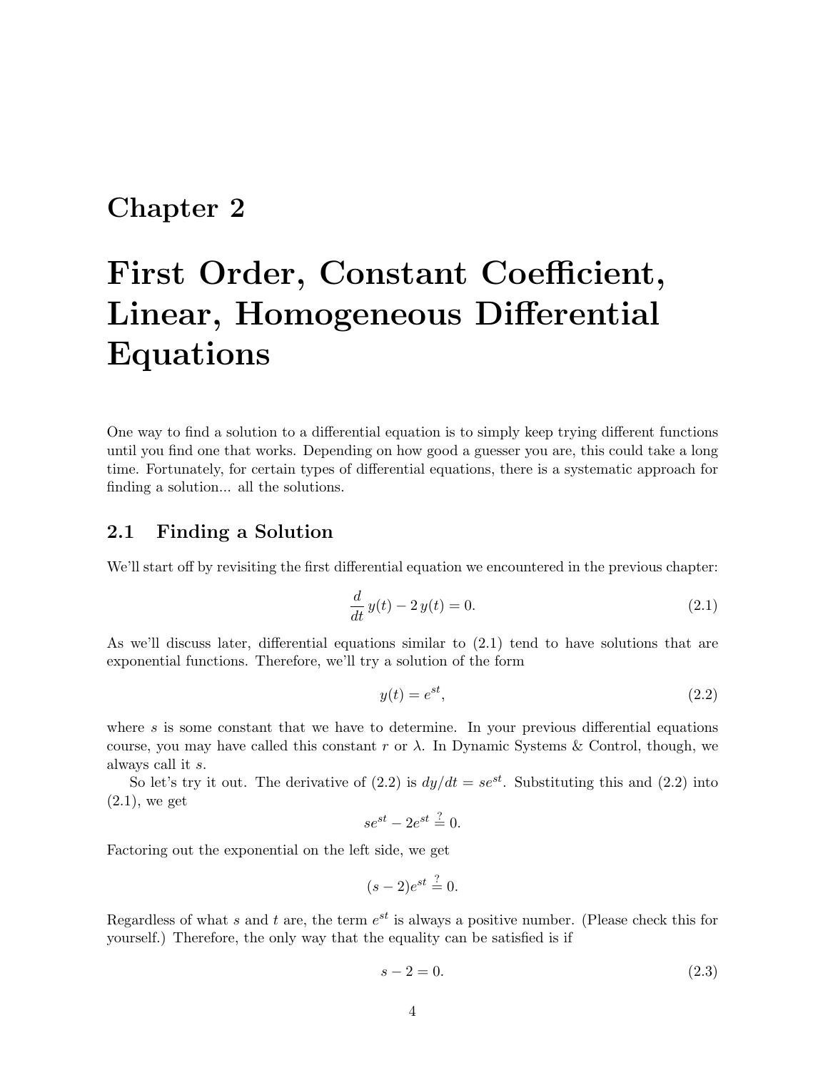# Chapter 2

# First Order, Constant Coefficient, Linear, Homogeneous Differential Equations

One way to find a solution to a differential equation is to simply keep trying different functions until you find one that works. Depending on how good a guesser you are, this could take a long time. Fortunately, for certain types of differential equations, there is a systematic approach for finding a solution... all the solutions.

## 2.1 Finding a Solution

We'll start off by revisiting the first differential equation we encountered in the previous chapter:

$$\frac{d}{dt}\,y(t) - 2\,y(t) = 0. \tag{2.1}$$

As we'll discuss later, differential equations similar to (2.1) tend to have solutions that are exponential functions. Therefore, we'll try a solution of the form

$$y(t) = e^{st}, \tag{2.2}$$

where $s$ is some constant that we have to determine. In your previous differential equations course, you may have called this constant $r$ or $\lambda$. In Dynamic Systems & Control, though, we always call it $s$.

So let's try it out. The derivative of (2.2) is $dy/dt = se^{st}$. Substituting this and (2.2) into (2.1), we get

$$se^{st} - 2e^{st} \stackrel{?}{=} 0.$$

Factoring out the exponential on the left side, we get

$$(s-2)e^{st} \stackrel{?}{=} 0.$$

Regardless of what $s$ and $t$ are, the term $e^{st}$ is always a positive number. (Please check this for yourself.) Therefore, the only way that the equality can be satisfied is if

$$s - 2 = 0. \tag{2.3}$$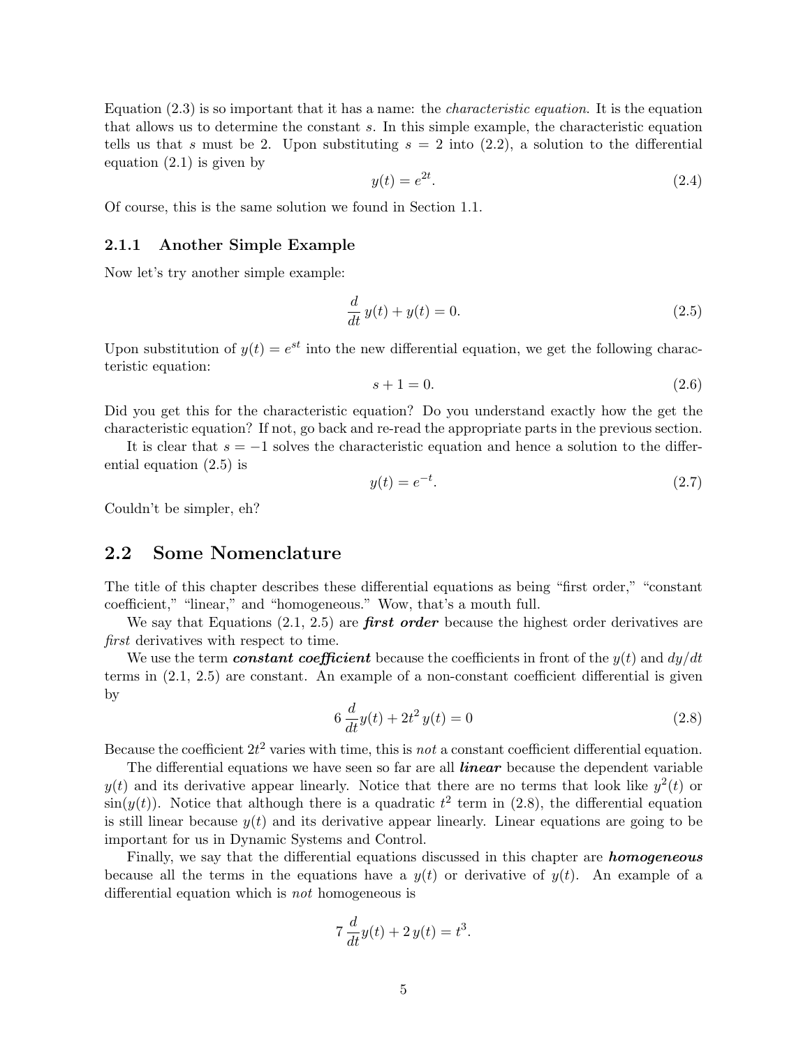Equation (2.3) is so important that it has a name: the *characteristic equation*. It is the equation that allows us to determine the constant $s$. In this simple example, the characteristic equation tells us that $s$ must be 2. Upon substituting $s = 2$ into (2.2), a solution to the differential equation (2.1) is given by

$$y(t) = e^{2t}. \tag{2.4}$$

Of course, this is the same solution we found in Section 1.1.

### 2.1.1 Another Simple Example

Now let's try another simple example:

$$\frac{d}{dt}\, y(t) + y(t) = 0. \tag{2.5}$$

Upon substitution of $y(t) = e^{st}$ into the new differential equation, we get the following characteristic equation:

$$s + 1 = 0. \tag{2.6}$$

Did you get this for the characteristic equation? Do you understand exactly how the get the characteristic equation? If not, go back and re-read the appropriate parts in the previous section.

It is clear that $s = -1$ solves the characteristic equation and hence a solution to the differential equation (2.5) is

$$y(t) = e^{-t}. \tag{2.7}$$

Couldn't be simpler, eh?

## 2.2 Some Nomenclature

The title of this chapter describes these differential equations as being "first order," "constant coefficient," "linear," and "homogeneous." Wow, that's a mouth full.

We say that Equations (2.1, 2.5) are ***first order*** because the highest order derivatives are *first* derivatives with respect to time.

We use the term ***constant coefficient*** because the coefficients in front of the $y(t)$ and $dy/dt$ terms in (2.1, 2.5) are constant. An example of a non-constant coefficient differential is given by

$$6\,\frac{d}{dt}y(t) + 2t^2\, y(t) = 0 \tag{2.8}$$

Because the coefficient $2t^2$ varies with time, this is *not* a constant coefficient differential equation.

The differential equations we have seen so far are all ***linear*** because the dependent variable $y(t)$ and its derivative appear linearly. Notice that there are no terms that look like $y^2(t)$ or $\sin(y(t))$. Notice that although there is a quadratic $t^2$ term in (2.8), the differential equation is still linear because $y(t)$ and its derivative appear linearly. Linear equations are going to be important for us in Dynamic Systems and Control.

Finally, we say that the differential equations discussed in this chapter are ***homogeneous*** because all the terms in the equations have a $y(t)$ or derivative of $y(t)$. An example of a differential equation which is *not* homogeneous is

$$7\,\frac{d}{dt}y(t) + 2\,y(t) = t^3.$$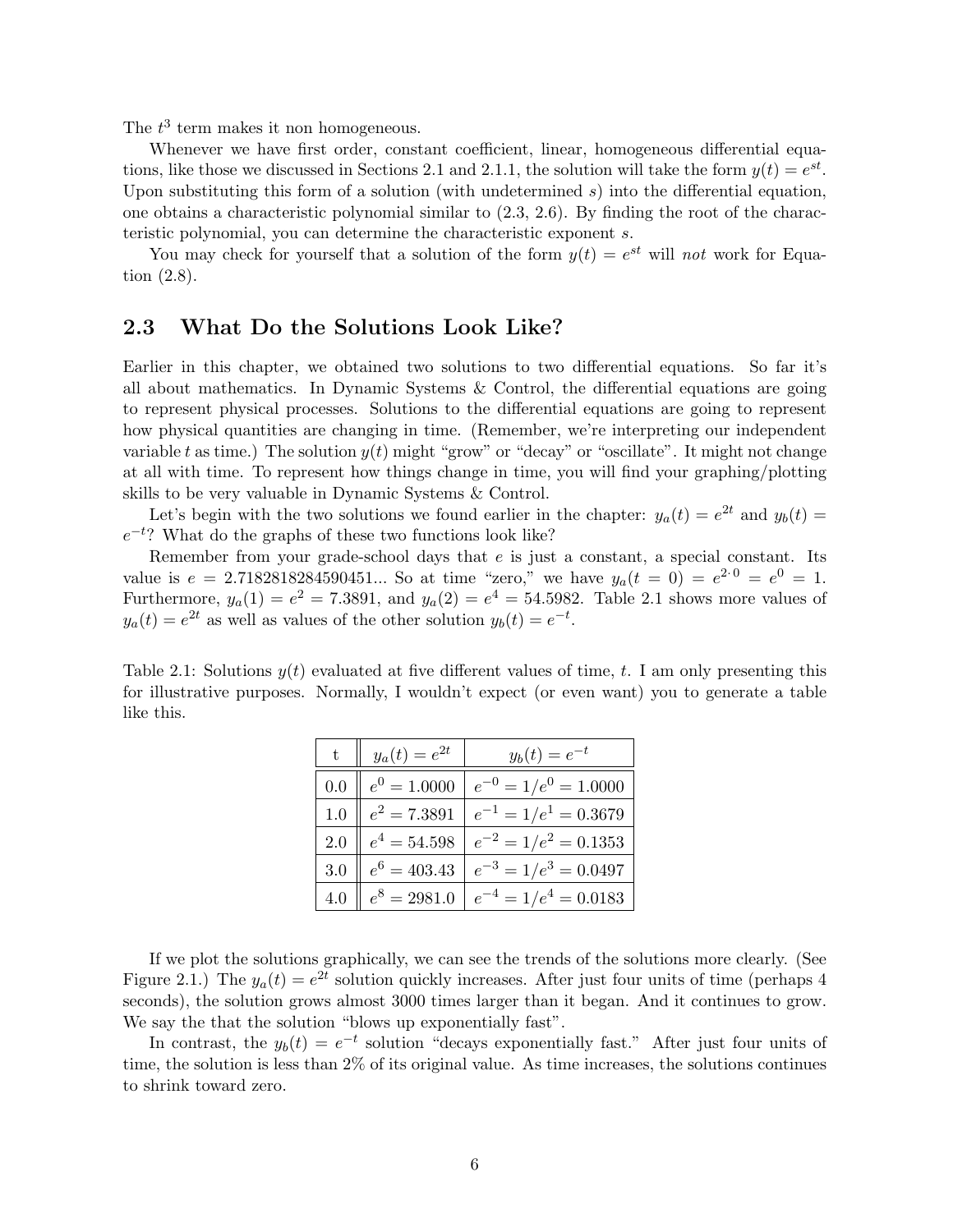The $t^3$ term makes it non homogeneous.

Whenever we have first order, constant coefficient, linear, homogeneous differential equations, like those we discussed in Sections 2.1 and 2.1.1, the solution will take the form $y(t) = e^{st}$. Upon substituting this form of a solution (with undetermined $s$) into the differential equation, one obtains a characteristic polynomial similar to (2.3, 2.6). By finding the root of the characteristic polynomial, you can determine the characteristic exponent $s$.

You may check for yourself that a solution of the form $y(t) = e^{st}$ will *not* work for Equation (2.8).

## 2.3 What Do the Solutions Look Like?

Earlier in this chapter, we obtained two solutions to two differential equations. So far it's all about mathematics. In Dynamic Systems & Control, the differential equations are going to represent physical processes. Solutions to the differential equations are going to represent how physical quantities are changing in time. (Remember, we're interpreting our independent variable $t$ as time.) The solution $y(t)$ might "grow" or "decay" or "oscillate". It might not change at all with time. To represent how things change in time, you will find your graphing/plotting skills to be very valuable in Dynamic Systems & Control.

Let's begin with the two solutions we found earlier in the chapter: $y_a(t) = e^{2t}$ and $y_b(t) = e^{-t}$? What do the graphs of these two functions look like?

Remember from your grade-school days that $e$ is just a constant, a special constant. Its value is $e = 2.7182818284590451...$ So at time "zero," we have $y_a(t = 0) = e^{2\cdot 0} = e^0 = 1$. Furthermore, $y_a(1) = e^2 = 7.3891$, and $y_a(2) = e^4 = 54.5982$. Table 2.1 shows more values of $y_a(t) = e^{2t}$ as well as values of the other solution $y_b(t) = e^{-t}$.

Table 2.1: Solutions $y(t)$ evaluated at five different values of time, $t$. I am only presenting this for illustrative purposes. Normally, I wouldn't expect (or even want) you to generate a table like this.

| t | $y_a(t) = e^{2t}$ | $y_b(t) = e^{-t}$ |
|---|---|---|
| 0.0 | $e^0 = 1.0000$ | $e^{-0} = 1/e^0 = 1.0000$ |
| 1.0 | $e^2 = 7.3891$ | $e^{-1} = 1/e^1 = 0.3679$ |
| 2.0 | $e^4 = 54.598$ | $e^{-2} = 1/e^2 = 0.1353$ |
| 3.0 | $e^6 = 403.43$ | $e^{-3} = 1/e^3 = 0.0497$ |
| 4.0 | $e^8 = 2981.0$ | $e^{-4} = 1/e^4 = 0.0183$ |

If we plot the solutions graphically, we can see the trends of the solutions more clearly. (See Figure 2.1.) The $y_a(t) = e^{2t}$ solution quickly increases. After just four units of time (perhaps 4 seconds), the solution grows almost 3000 times larger than it began. And it continues to grow. We say the that the solution "blows up exponentially fast".

In contrast, the $y_b(t) = e^{-t}$ solution "decays exponentially fast." After just four units of time, the solution is less than 2% of its original value. As time increases, the solutions continues to shrink toward zero.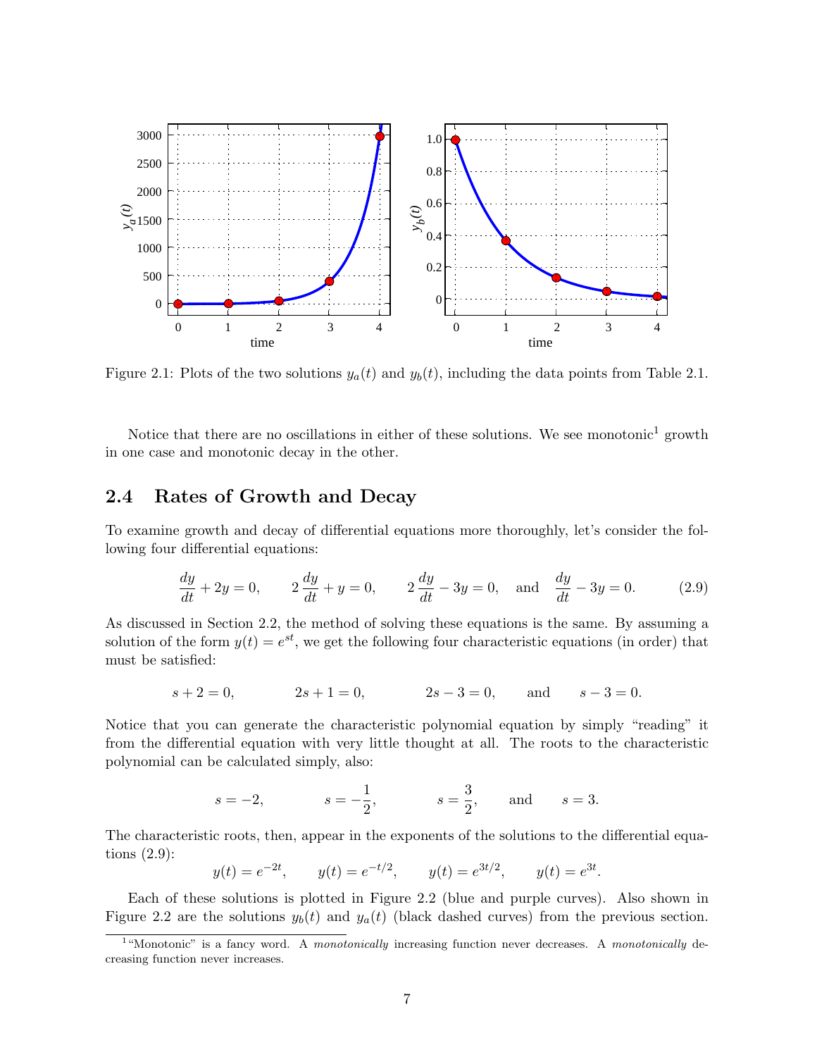Figure 2.1: Plots of the two solutions $y_a(t)$ and $y_b(t)$, including the data points from Table 2.1.

Notice that there are no oscillations in either of these solutions. We see monotonic[1] growth in one case and monotonic decay in the other.

## 2.4 Rates of Growth and Decay

To examine growth and decay of differential equations more thoroughly, let's consider the following four differential equations:

$$\frac{dy}{dt} + 2y = 0, \qquad 2\,\frac{dy}{dt} + y = 0, \qquad 2\,\frac{dy}{dt} - 3y = 0, \quad \text{and} \quad \frac{dy}{dt} - 3y = 0. \tag{2.9}$$

As discussed in Section 2.2, the method of solving these equations is the same. By assuming a solution of the form $y(t) = e^{st}$, we get the following four characteristic equations (in order) that must be satisfied:

$$s + 2 = 0, \qquad 2s + 1 = 0, \qquad 2s - 3 = 0, \qquad \text{and} \qquad s - 3 = 0.$$

Notice that you can generate the characteristic polynomial equation by simply "reading" it from the differential equation with very little thought at all. The roots to the characteristic polynomial can be calculated simply, also:

$$s = -2, \qquad s = -\frac{1}{2}, \qquad s = \frac{3}{2}, \qquad \text{and} \qquad s = 3.$$

The characteristic roots, then, appear in the exponents of the solutions to the differential equations (2.9):

$$y(t) = e^{-2t}, \qquad y(t) = e^{-t/2}, \qquad y(t) = e^{3t/2}, \qquad y(t) = e^{3t}.$$

Each of these solutions is plotted in Figure 2.2 (blue and purple curves). Also shown in Figure 2.2 are the solutions $y_b(t)$ and $y_a(t)$ (black dashed curves) from the previous section.

[1] "Monotonic" is a fancy word. A *monotonically* increasing function never decreases. A *monotonically* decreasing function never increases.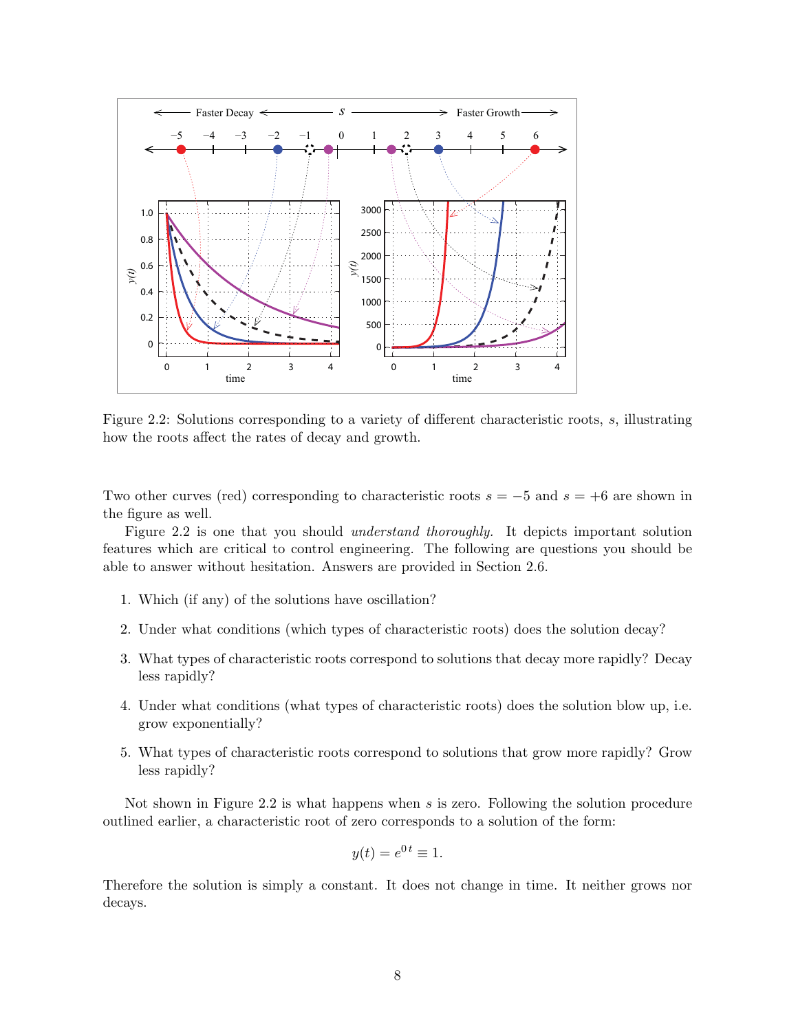Figure 2.2: Solutions corresponding to a variety of different characteristic roots, $s$, illustrating how the roots affect the rates of decay and growth.

Two other curves (red) corresponding to characteristic roots $s = -5$ and $s = +6$ are shown in the figure as well.

Figure 2.2 is one that you should *understand thoroughly*. It depicts important solution features which are critical to control engineering. The following are questions you should be able to answer without hesitation. Answers are provided in Section 2.6.

1. Which (if any) of the solutions have oscillation?
2. Under what conditions (which types of characteristic roots) does the solution decay?
3. What types of characteristic roots correspond to solutions that decay more rapidly? Decay less rapidly?
4. Under what conditions (what types of characteristic roots) does the solution blow up, i.e. grow exponentially?
5. What types of characteristic roots correspond to solutions that grow more rapidly? Grow less rapidly?

Not shown in Figure 2.2 is what happens when $s$ is zero. Following the solution procedure outlined earlier, a characteristic root of zero corresponds to a solution of the form:

$$y(t) = e^{0\,t} \equiv 1.$$

Therefore the solution is simply a constant. It does not change in time. It neither grows nor decays.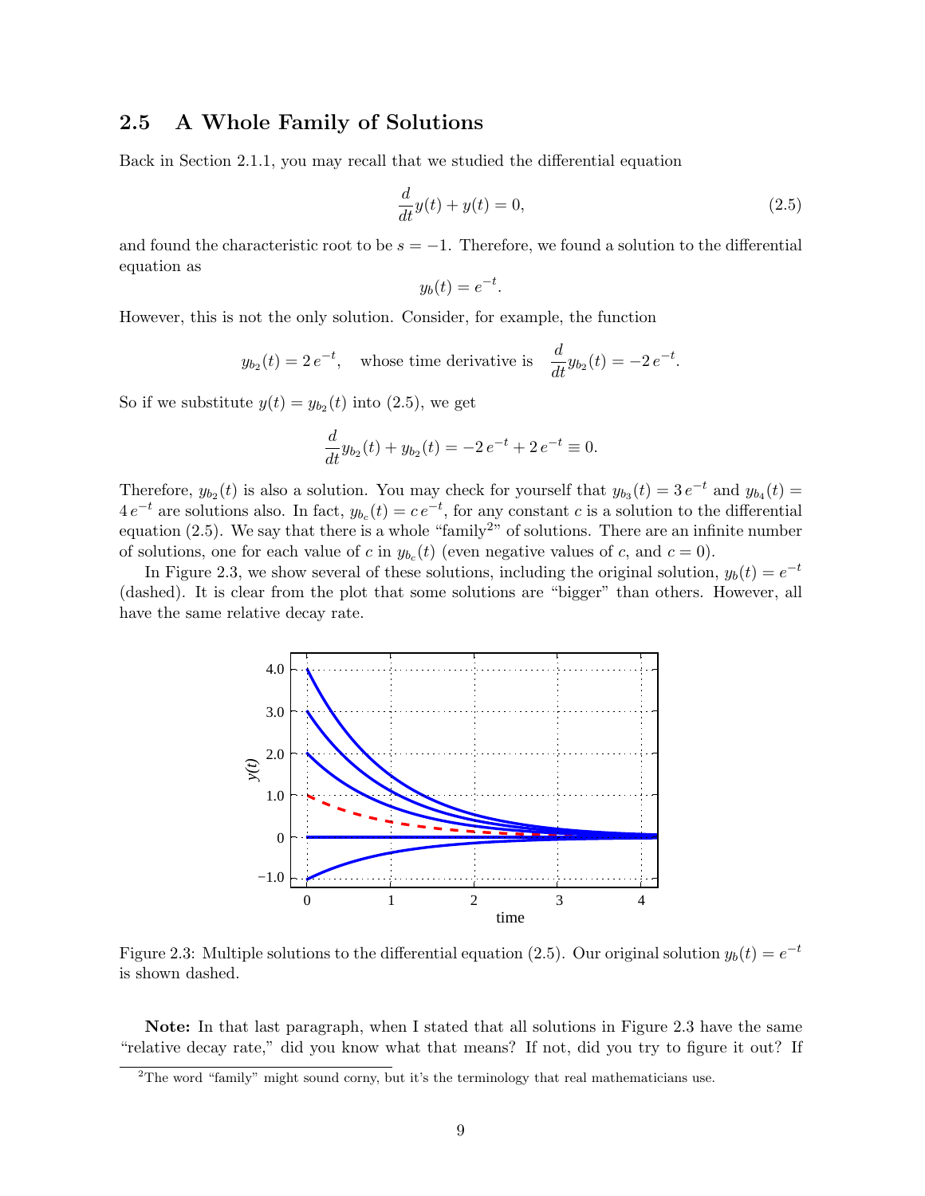## 2.5 A Whole Family of Solutions

Back in Section 2.1.1, you may recall that we studied the differential equation

$$\frac{d}{dt}y(t) + y(t) = 0, \tag{2.5}$$

and found the characteristic root to be $s = -1$. Therefore, we found a solution to the differential equation as

$$y_b(t) = e^{-t}.$$

However, this is not the only solution. Consider, for example, the function

$$y_{b_2}(t) = 2\,e^{-t}, \quad \text{whose time derivative is} \quad \frac{d}{dt}y_{b_2}(t) = -2\,e^{-t}.$$

So if we substitute $y(t) = y_{b_2}(t)$ into (2.5), we get

$$\frac{d}{dt}y_{b_2}(t) + y_{b_2}(t) = -2\,e^{-t} + 2\,e^{-t} \equiv 0.$$

Therefore, $y_{b_2}(t)$ is also a solution. You may check for yourself that $y_{b_3}(t) = 3\,e^{-t}$ and $y_{b_4}(t) = 4\,e^{-t}$ are solutions also. In fact, $y_{b_c}(t) = c\,e^{-t}$, for any constant $c$ is a solution to the differential equation (2.5). We say that there is a whole "family[2]" of solutions. There are an infinite number of solutions, one for each value of $c$ in $y_{b_c}(t)$ (even negative values of $c$, and $c = 0$).

In Figure 2.3, we show several of these solutions, including the original solution, $y_b(t) = e^{-t}$ (dashed). It is clear from the plot that some solutions are "bigger" than others. However, all have the same relative decay rate.

Figure 2.3: Multiple solutions to the differential equation (2.5). Our original solution $y_b(t) = e^{-t}$ is shown dashed.

**Note:** In that last paragraph, when I stated that all solutions in Figure 2.3 have the same "relative decay rate," did you know what that means? If not, did you try to figure it out? If

[2] The word "family" might sound corny, but it's the terminology that real mathematicians use.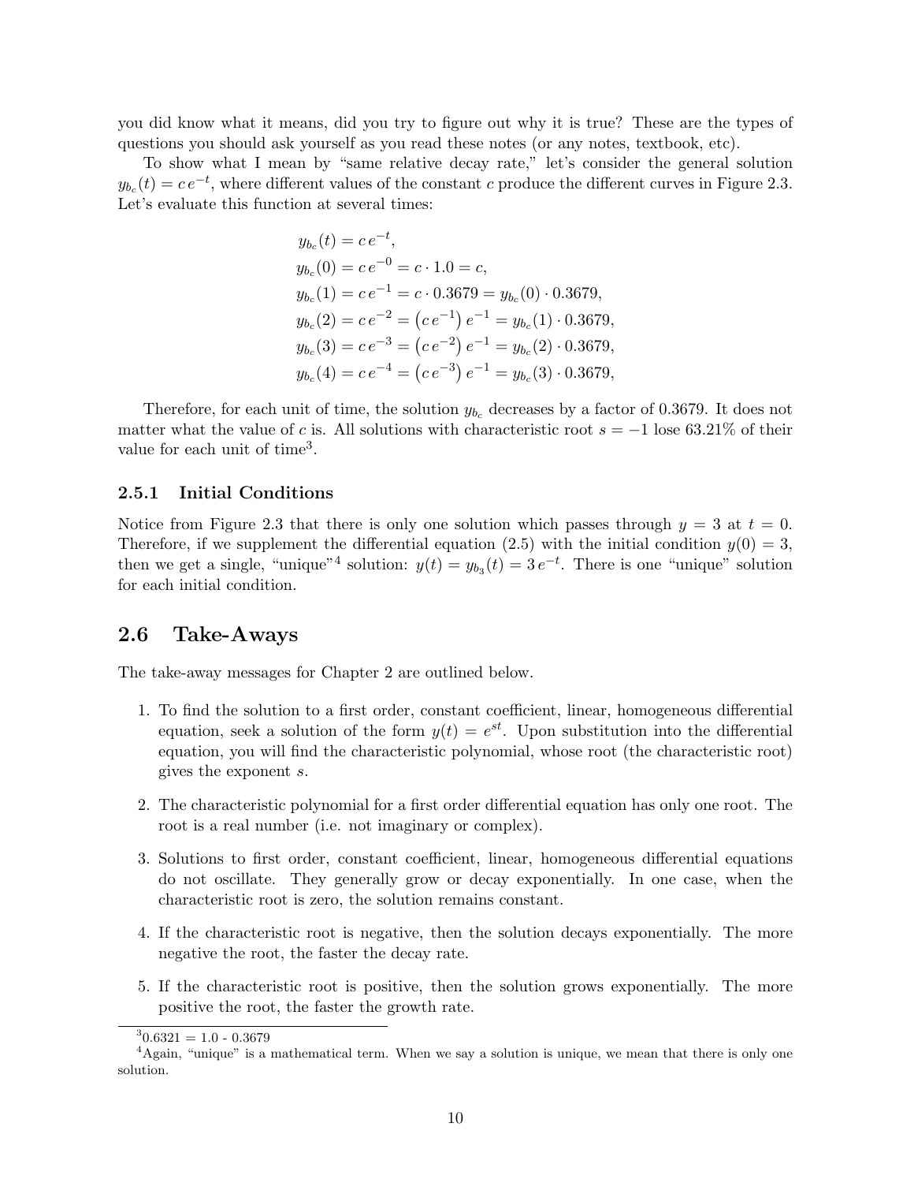you did know what it means, did you try to figure out why it is true? These are the types of questions you should ask yourself as you read these notes (or any notes, textbook, etc).

To show what I mean by "same relative decay rate," let's consider the general solution $y_{b_c}(t) = c\,e^{-t}$, where different values of the constant $c$ produce the different curves in Figure 2.3. Let's evaluate this function at several times:

$$
\begin{aligned}
y_{b_c}(t) &= c\,e^{-t}, \\
y_{b_c}(0) &= c\,e^{-0} = c \cdot 1.0 = c, \\
y_{b_c}(1) &= c\,e^{-1} = c \cdot 0.3679 = y_{b_c}(0) \cdot 0.3679, \\
y_{b_c}(2) &= c\,e^{-2} = \left(c\,e^{-1}\right) e^{-1} = y_{b_c}(1) \cdot 0.3679, \\
y_{b_c}(3) &= c\,e^{-3} = \left(c\,e^{-2}\right) e^{-1} = y_{b_c}(2) \cdot 0.3679, \\
y_{b_c}(4) &= c\,e^{-4} = \left(c\,e^{-3}\right) e^{-1} = y_{b_c}(3) \cdot 0.3679,
\end{aligned}
$$

Therefore, for each unit of time, the solution $y_{b_c}$ decreases by a factor of 0.3679. It does not matter what the value of $c$ is. All solutions with characteristic root $s = -1$ lose 63.21% of their value for each unit of time[3].

### 2.5.1 Initial Conditions

Notice from Figure 2.3 that there is only one solution which passes through $y = 3$ at $t = 0$. Therefore, if we supplement the differential equation (2.5) with the initial condition $y(0) = 3$, then we get a single, "unique"[4] solution: $y(t) = y_{b_3}(t) = 3\,e^{-t}$. There is one "unique" solution for each initial condition.

## 2.6 Take-Aways

The take-away messages for Chapter 2 are outlined below.

1. To find the solution to a first order, constant coefficient, linear, homogeneous differential equation, seek a solution of the form $y(t) = e^{st}$. Upon substitution into the differential equation, you will find the characteristic polynomial, whose root (the characteristic root) gives the exponent $s$.
2. The characteristic polynomial for a first order differential equation has only one root. The root is a real number (i.e. not imaginary or complex).
3. Solutions to first order, constant coefficient, linear, homogeneous differential equations do not oscillate. They generally grow or decay exponentially. In one case, when the characteristic root is zero, the solution remains constant.
4. If the characteristic root is negative, then the solution decays exponentially. The more negative the root, the faster the decay rate.
5. If the characteristic root is positive, then the solution grows exponentially. The more positive the root, the faster the growth rate.

[3] 0.6321 = 1.0 - 0.3679

[4] Again, "unique" is a mathematical term. When we say a solution is unique, we mean that there is only one solution.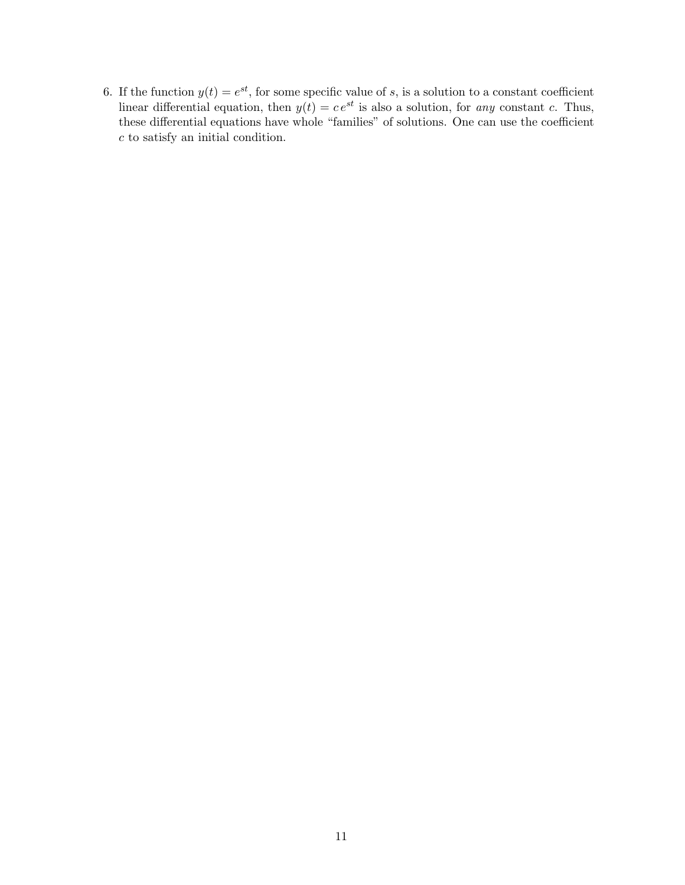6. If the function $y(t) = e^{st}$, for some specific value of $s$, is a solution to a constant coefficient linear differential equation, then $y(t) = c\, e^{st}$ is also a solution, for *any* constant $c$. Thus, these differential equations have whole "families" of solutions. One can use the coefficient $c$ to satisfy an initial condition.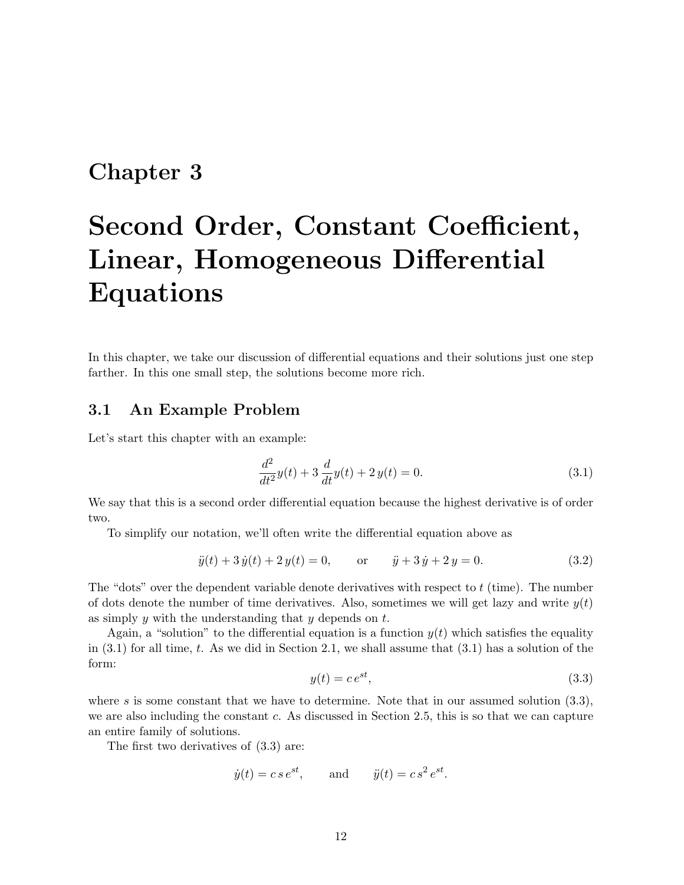# Chapter 3

# Second Order, Constant Coefficient, Linear, Homogeneous Differential Equations

In this chapter, we take our discussion of differential equations and their solutions just one step farther. In this one small step, the solutions become more rich.

## 3.1 An Example Problem

Let's start this chapter with an example:

$$\frac{d^2}{dt^2}y(t) + 3\,\frac{d}{dt}y(t) + 2\,y(t) = 0. \tag{3.1}$$

We say that this is a second order differential equation because the highest derivative is of order two.

To simplify our notation, we'll often write the differential equation above as

$$\ddot{y}(t) + 3\,\dot{y}(t) + 2\,y(t) = 0, \qquad \text{or} \qquad \ddot{y} + 3\,\dot{y} + 2\,y = 0. \tag{3.2}$$

The "dots" over the dependent variable denote derivatives with respect to $t$ (time). The number of dots denote the number of time derivatives. Also, sometimes we will get lazy and write $y(t)$ as simply $y$ with the understanding that $y$ depends on $t$.

Again, a "solution" to the differential equation is a function $y(t)$ which satisfies the equality in (3.1) for all time, $t$. As we did in Section 2.1, we shall assume that (3.1) has a solution of the form:

$$y(t) = c\,e^{st}, \tag{3.3}$$

where $s$ is some constant that we have to determine. Note that in our assumed solution (3.3), we are also including the constant $c$. As discussed in Section 2.5, this is so that we can capture an entire family of solutions.

The first two derivatives of (3.3) are:

$$\dot{y}(t) = c\,s\,e^{st}, \qquad \text{and} \qquad \ddot{y}(t) = c\,s^2\,e^{st}.$$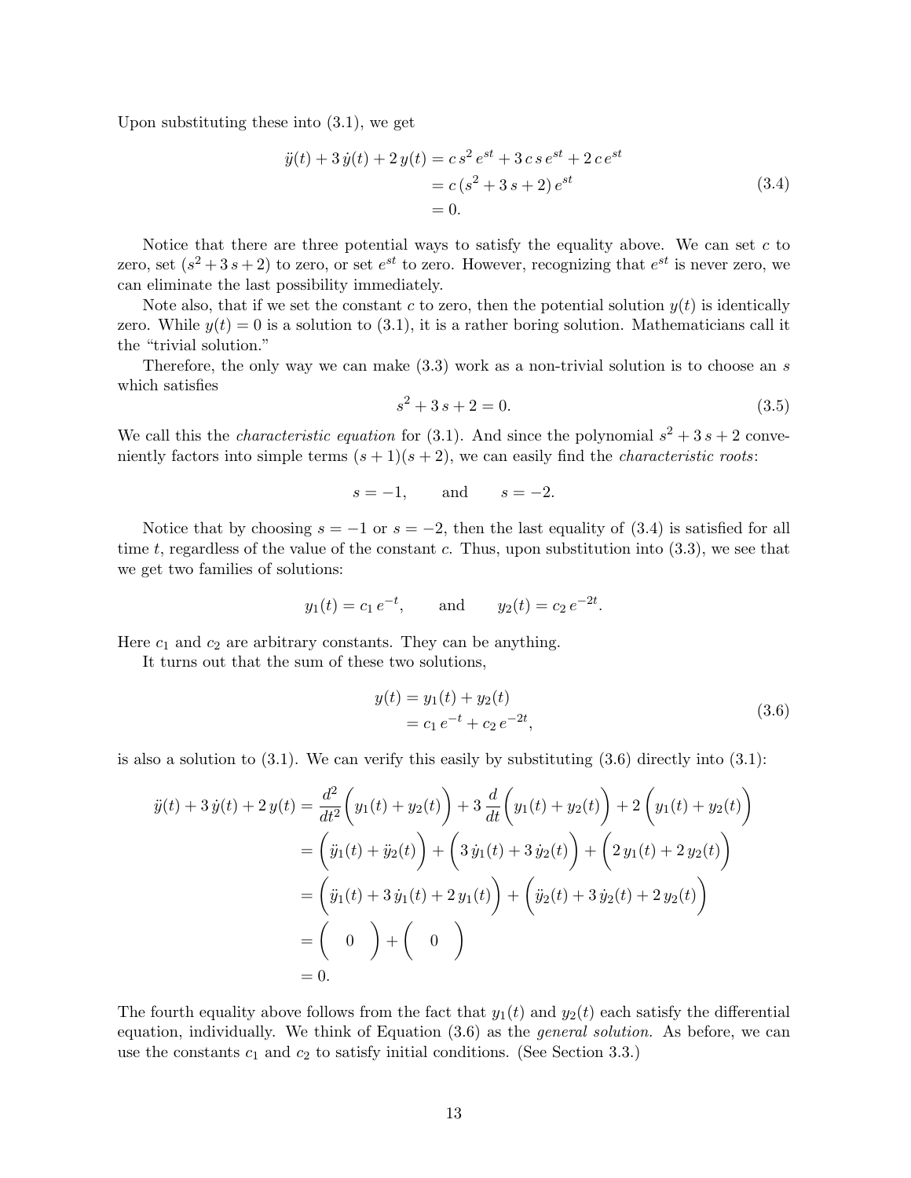Upon substituting these into (3.1), we get

$$\begin{aligned}
\ddot{y}(t) + 3\,\dot{y}(t) + 2\,y(t) &= c\,s^2\,e^{st} + 3\,c\,s\,e^{st} + 2\,c\,e^{st} \\
&= c\,(s^2 + 3\,s + 2)\,e^{st} \\
&= 0.
\end{aligned} \tag{3.4}$$

Notice that there are three potential ways to satisfy the equality above. We can set $c$ to zero, set $(s^2 + 3\,s + 2)$ to zero, or set $e^{st}$ to zero. However, recognizing that $e^{st}$ is never zero, we can eliminate the last possibility immediately.

Note also, that if we set the constant $c$ to zero, then the potential solution $y(t)$ is identically zero. While $y(t) = 0$ is a solution to (3.1), it is a rather boring solution. Mathematicians call it the "trivial solution."

Therefore, the only way we can make (3.3) work as a non-trivial solution is to choose an $s$ which satisfies

$$s^2 + 3\,s + 2 = 0. \tag{3.5}$$

We call this the *characteristic equation* for (3.1). And since the polynomial $s^2 + 3\,s + 2$ conveniently factors into simple terms $(s + 1)(s + 2)$, we can easily find the *characteristic roots*:

$$s = -1, \qquad \text{and} \qquad s = -2.$$

Notice that by choosing $s = -1$ or $s = -2$, then the last equality of (3.4) is satisfied for all time $t$, regardless of the value of the constant $c$. Thus, upon substitution into (3.3), we see that we get two families of solutions:

$$y_1(t) = c_1\,e^{-t}, \qquad \text{and} \qquad y_2(t) = c_2\,e^{-2t}.$$

Here $c_1$ and $c_2$ are arbitrary constants. They can be anything.

It turns out that the sum of these two solutions,

$$\begin{aligned}
y(t) &= y_1(t) + y_2(t) \\
&= c_1\,e^{-t} + c_2\,e^{-2t},
\end{aligned} \tag{3.6}$$

is also a solution to (3.1). We can verify this easily by substituting (3.6) directly into (3.1):

$$\begin{aligned}
\ddot{y}(t) + 3\,\dot{y}(t) + 2\,y(t) &= \frac{d^2}{dt^2}\Big(y_1(t) + y_2(t)\Big) + 3\,\frac{d}{dt}\Big(y_1(t) + y_2(t)\Big) + 2\,\Big(y_1(t) + y_2(t)\Big) \\
&= \Big(\ddot{y}_1(t) + \ddot{y}_2(t)\Big) + \Big(3\,\dot{y}_1(t) + 3\,\dot{y}_2(t)\Big) + \Big(2\,y_1(t) + 2\,y_2(t)\Big) \\
&= \Big(\ddot{y}_1(t) + 3\,\dot{y}_1(t) + 2\,y_1(t)\Big) + \Big(\ddot{y}_2(t) + 3\,\dot{y}_2(t) + 2\,y_2(t)\Big) \\
&= \Big(\quad 0 \quad\Big) + \Big(\quad 0 \quad\Big) \\
&= 0.
\end{aligned}$$

The fourth equality above follows from the fact that $y_1(t)$ and $y_2(t)$ each satisfy the differential equation, individually. We think of Equation (3.6) as the *general solution.* As before, we can use the constants $c_1$ and $c_2$ to satisfy initial conditions. (See Section 3.3.)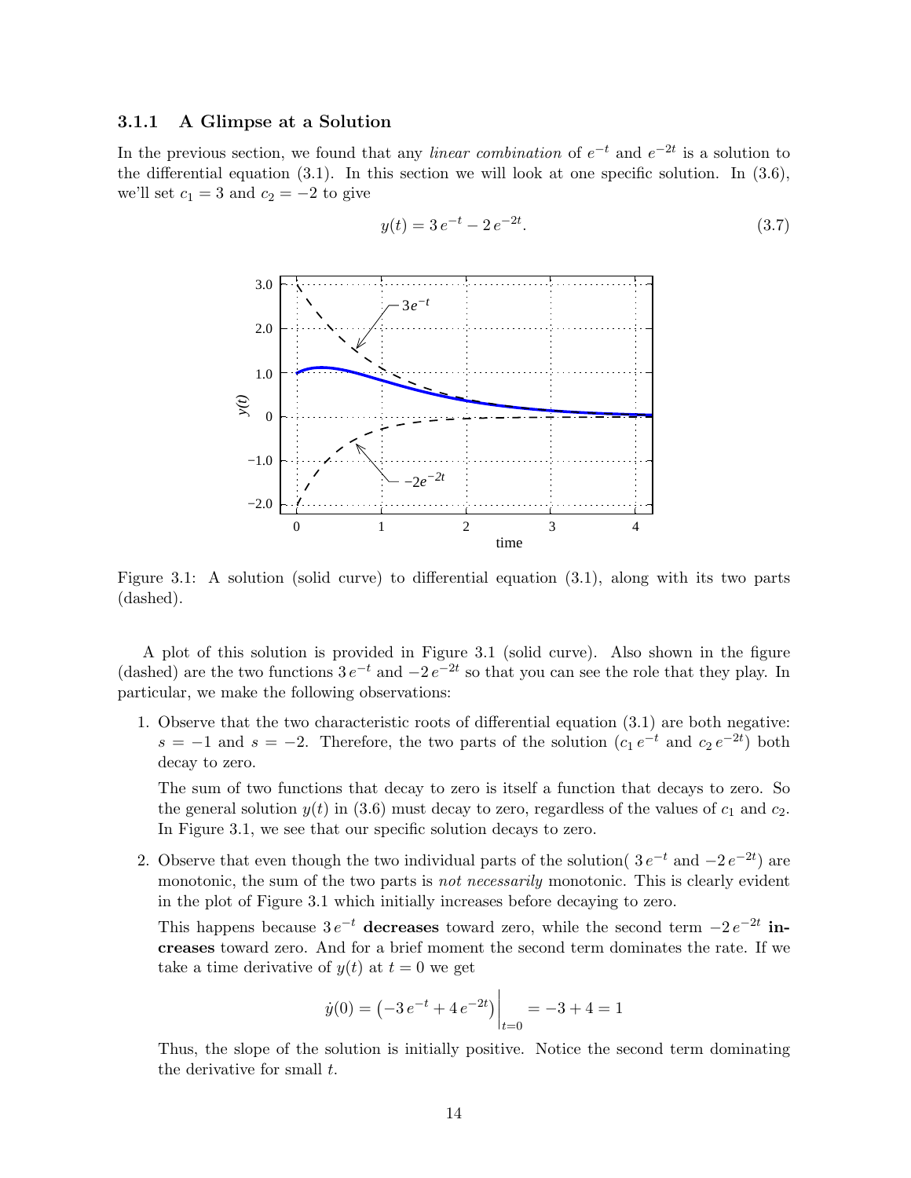### 3.1.1 A Glimpse at a Solution

In the previous section, we found that any *linear combination* of $e^{-t}$ and $e^{-2t}$ is a solution to the differential equation (3.1). In this section we will look at one specific solution. In (3.6), we'll set $c_1 = 3$ and $c_2 = -2$ to give

$$y(t) = 3\,e^{-t} - 2\,e^{-2t}. \tag{3.7}$$

Figure 3.1: A solution (solid curve) to differential equation (3.1), along with its two parts (dashed).

A plot of this solution is provided in Figure 3.1 (solid curve). Also shown in the figure (dashed) are the two functions $3\,e^{-t}$ and $-2\,e^{-2t}$ so that you can see the role that they play. In particular, we make the following observations:

1. Observe that the two characteristic roots of differential equation (3.1) are both negative: $s = -1$ and $s = -2$. Therefore, the two parts of the solution ($c_1\,e^{-t}$ and $c_2\,e^{-2t}$) both decay to zero.

   The sum of two functions that decay to zero is itself a function that decays to zero. So the general solution $y(t)$ in (3.6) must decay to zero, regardless of the values of $c_1$ and $c_2$. In Figure 3.1, we see that our specific solution decays to zero.

2. Observe that even though the two individual parts of the solution( $3\,e^{-t}$ and $-2\,e^{-2t}$) are monotonic, the sum of the two parts is *not necessarily* monotonic. This is clearly evident in the plot of Figure 3.1 which initially increases before decaying to zero.

   This happens because $3\,e^{-t}$ **decreases** toward zero, while the second term $-2\,e^{-2t}$ **increases** toward zero. And for a brief moment the second term dominates the rate. If we take a time derivative of $y(t)$ at $t = 0$ we get

   $$\dot{y}(0) = \left(-3\,e^{-t} + 4\,e^{-2t}\right)\Big|_{t=0} = -3 + 4 = 1$$

   Thus, the slope of the solution is initially positive. Notice the second term dominating the derivative for small $t$.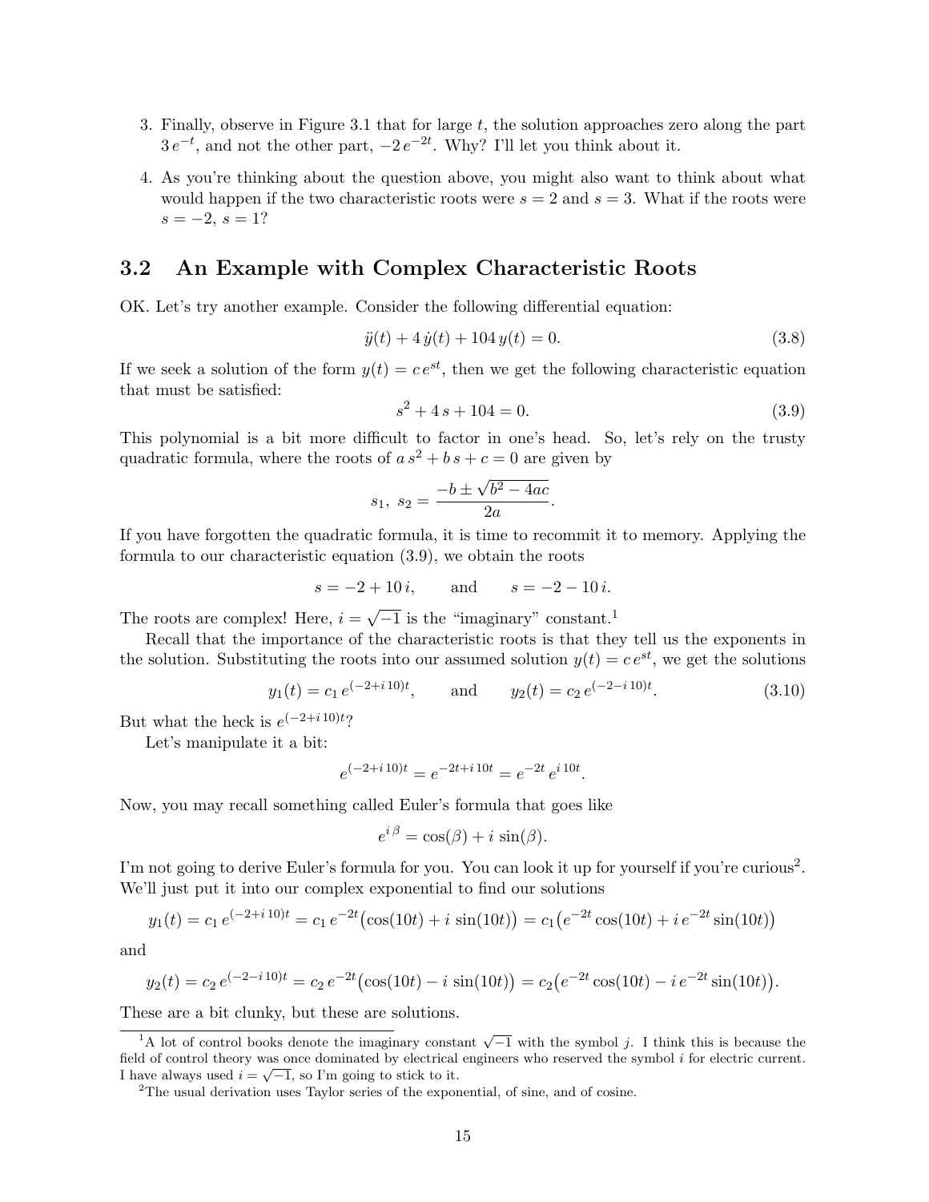3. Finally, observe in Figure 3.1 that for large $t$, the solution approaches zero along the part $3\,e^{-t}$, and not the other part, $-2\,e^{-2t}$. Why? I'll let you think about it.

4. As you're thinking about the question above, you might also want to think about what would happen if the two characteristic roots were $s = 2$ and $s = 3$. What if the roots were $s = -2$, $s = 1$?

## 3.2 An Example with Complex Characteristic Roots

OK. Let's try another example. Consider the following differential equation:

$$\ddot{y}(t) + 4\,\dot{y}(t) + 104\,y(t) = 0. \tag{3.8}$$

If we seek a solution of the form $y(t) = c\,e^{st}$, then we get the following characteristic equation that must be satisfied:

$$s^2 + 4\,s + 104 = 0. \tag{3.9}$$

This polynomial is a bit more difficult to factor in one's head. So, let's rely on the trusty quadratic formula, where the roots of $a\,s^2 + b\,s + c = 0$ are given by

$$s_1,\ s_2 = \frac{-b \pm \sqrt{b^2 - 4ac}}{2a}.$$

If you have forgotten the quadratic formula, it is time to recommit it to memory. Applying the formula to our characteristic equation (3.9), we obtain the roots

$$s = -2 + 10\,i, \qquad \text{and} \qquad s = -2 - 10\,i.$$

The roots are complex! Here, $i = \sqrt{-1}$ is the "imaginary" constant.[1]

Recall that the importance of the characteristic roots is that they tell us the exponents in the solution. Substituting the roots into our assumed solution $y(t) = c\,e^{st}$, we get the solutions

$$y_1(t) = c_1\,e^{(-2+i\,10)t}, \qquad \text{and} \qquad y_2(t) = c_2\,e^{(-2-i\,10)t}. \tag{3.10}$$

But what the heck is $e^{(-2+i\,10)t}$?

Let's manipulate it a bit:

$$e^{(-2+i\,10)t} = e^{-2t+i\,10t} = e^{-2t}\,e^{i\,10t}.$$

Now, you may recall something called Euler's formula that goes like

$$e^{i\,\beta} = \cos(\beta) + i\,\sin(\beta).$$

I'm not going to derive Euler's formula for you. You can look it up for yourself if you're curious[2]. We'll just put it into our complex exponential to find our solutions

$$y_1(t) = c_1\,e^{(-2+i\,10)t} = c_1\,e^{-2t}\big(\cos(10t) + i\,\sin(10t)\big) = c_1\big(e^{-2t}\cos(10t) + i\,e^{-2t}\sin(10t)\big)$$

and

$$y_2(t) = c_2\,e^{(-2-i\,10)t} = c_2\,e^{-2t}\big(\cos(10t) - i\,\sin(10t)\big) = c_2\big(e^{-2t}\cos(10t) - i\,e^{-2t}\sin(10t)\big).$$

These are a bit clunky, but these are solutions.

---

[1] A lot of control books denote the imaginary constant $\sqrt{-1}$ with the symbol $j$. I think this is because the field of control theory was once dominated by electrical engineers who reserved the symbol $i$ for electric current. I have always used $i = \sqrt{-1}$, so I'm going to stick to it.

[2] The usual derivation uses Taylor series of the exponential, of sine, and of cosine.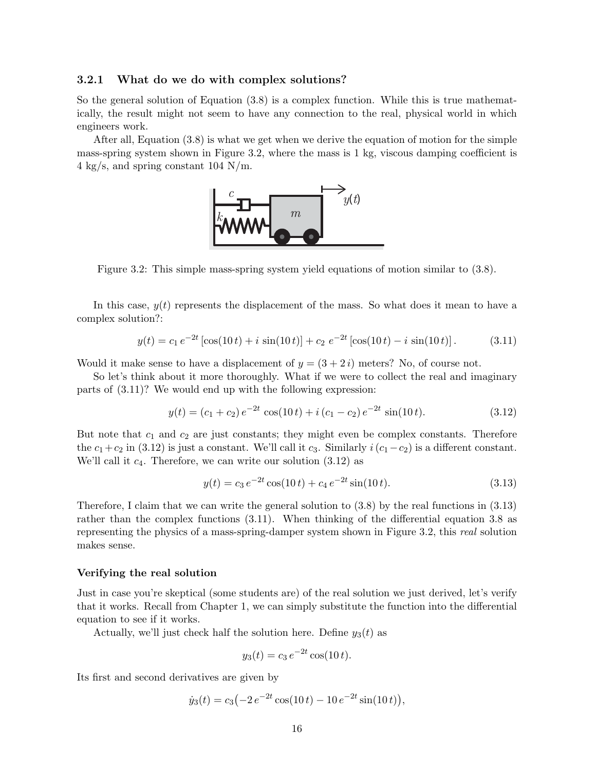### 3.2.1 What do we do with complex solutions?

So the general solution of Equation (3.8) is a complex function. While this is true mathematically, the result might not seem to have any connection to the real, physical world in which engineers work.

After all, Equation (3.8) is what we get when we derive the equation of motion for the simple mass-spring system shown in Figure 3.2, where the mass is 1 kg, viscous damping coefficient is 4 kg/s, and spring constant 104 N/m.

Figure 3.2: This simple mass-spring system yield equations of motion similar to (3.8).

In this case, $y(t)$ represents the displacement of the mass. So what does it mean to have a complex solution?:

$$y(t) = c_1\, e^{-2t}\left[\cos(10\,t) + i\,\sin(10\,t)\right] + c_2\; e^{-2t}\left[\cos(10\,t) - i\,\sin(10\,t)\right]. \tag{3.11}$$

Would it make sense to have a displacement of $y = (3 + 2\,i)$ meters? No, of course not.

So let's think about it more thoroughly. What if we were to collect the real and imaginary parts of (3.11)? We would end up with the following expression:

$$y(t) = (c_1 + c_2)\, e^{-2t}\, \cos(10\,t) + i\,(c_1 - c_2)\, e^{-2t}\, \sin(10\,t). \tag{3.12}$$

But note that $c_1$ and $c_2$ are just constants; they might even be complex constants. Therefore the $c_1 + c_2$ in (3.12) is just a constant. We'll call it $c_3$. Similarly $i\,(c_1 - c_2)$ is a different constant. We'll call it $c_4$. Therefore, we can write our solution (3.12) as

$$y(t) = c_3\, e^{-2t} \cos(10\,t) + c_4\, e^{-2t} \sin(10\,t). \tag{3.13}$$

Therefore, I claim that we can write the general solution to (3.8) by the real functions in (3.13) rather than the complex functions (3.11). When thinking of the differential equation 3.8 as representing the physics of a mass-spring-damper system shown in Figure 3.2, this *real* solution makes sense.

#### Verifying the real solution

Just in case you're skeptical (some students are) of the real solution we just derived, let's verify that it works. Recall from Chapter 1, we can simply substitute the function into the differential equation to see if it works.

Actually, we'll just check half the solution here. Define $y_3(t)$ as

$$y_3(t) = c_3\, e^{-2t} \cos(10\,t).$$

Its first and second derivatives are given by

$$\dot{y}_3(t) = c_3\big(-2\, e^{-2t} \cos(10\,t) - 10\, e^{-2t} \sin(10\,t)\big),$$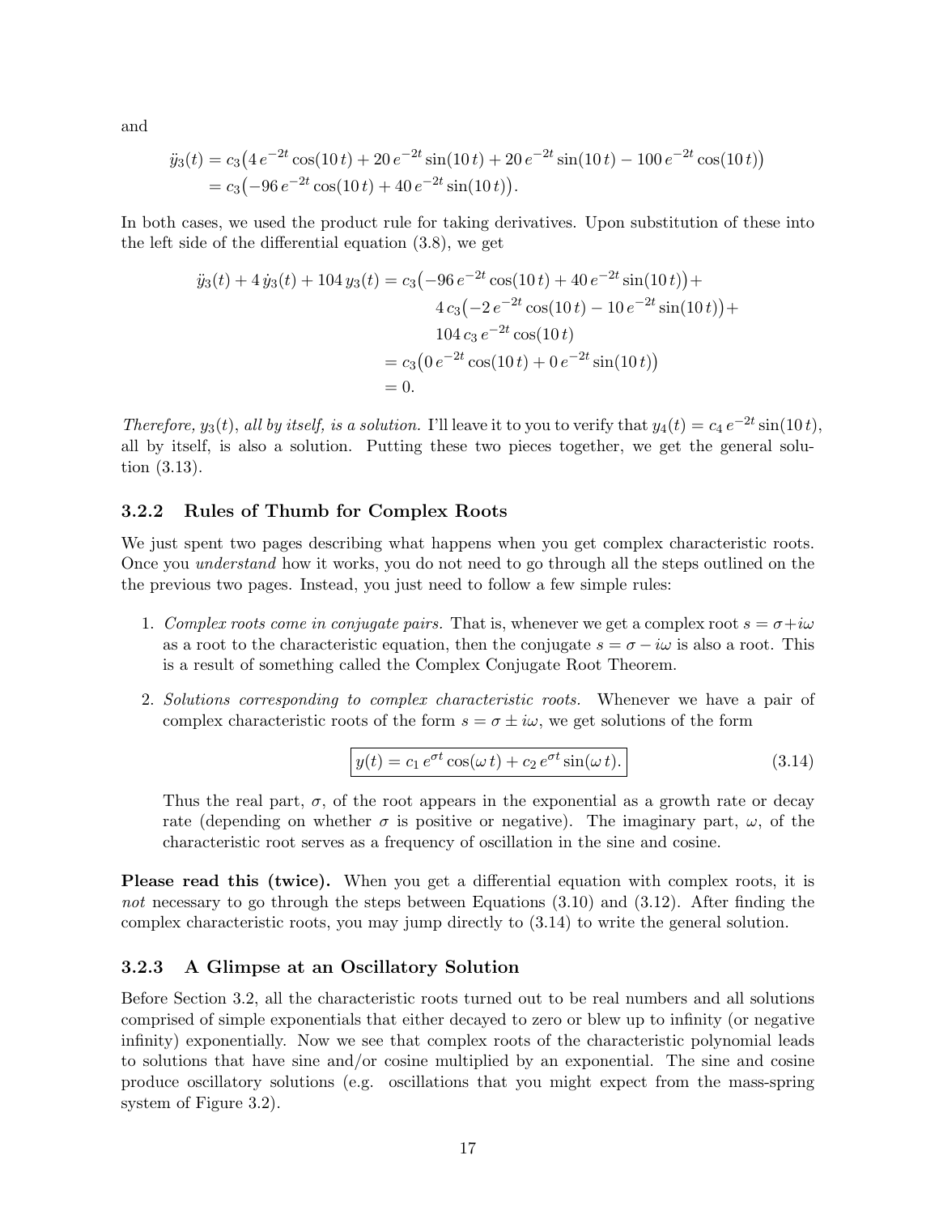and

$$\begin{aligned}
\ddot{y}_3(t) &= c_3\big(4\,e^{-2t}\cos(10\,t) + 20\,e^{-2t}\sin(10\,t) + 20\,e^{-2t}\sin(10\,t) - 100\,e^{-2t}\cos(10\,t)\big) \\
&= c_3\big(-96\,e^{-2t}\cos(10\,t) + 40\,e^{-2t}\sin(10\,t)\big).
\end{aligned}$$

In both cases, we used the product rule for taking derivatives. Upon substitution of these into the left side of the differential equation (3.8), we get

$$\begin{aligned}
\ddot{y}_3(t) + 4\,\dot{y}_3(t) + 104\,y_3(t) &= c_3\big(-96\,e^{-2t}\cos(10\,t) + 40\,e^{-2t}\sin(10\,t)\big) + \\
&\qquad 4\,c_3\big(-2\,e^{-2t}\cos(10\,t) - 10\,e^{-2t}\sin(10\,t)\big) + \\
&\qquad 104\,c_3\,e^{-2t}\cos(10\,t) \\
&= c_3\big(0\,e^{-2t}\cos(10\,t) + 0\,e^{-2t}\sin(10\,t)\big) \\
&= 0.
\end{aligned}$$

*Therefore, $y_3(t)$, all by itself, is a solution.* I'll leave it to you to verify that $y_4(t) = c_4\,e^{-2t}\sin(10\,t)$, all by itself, is also a solution. Putting these two pieces together, we get the general solution (3.13).

### 3.2.2 Rules of Thumb for Complex Roots

We just spent two pages describing what happens when you get complex characteristic roots. Once you *understand* how it works, you do not need to go through all the steps outlined on the the previous two pages. Instead, you just need to follow a few simple rules:

1. *Complex roots come in conjugate pairs.* That is, whenever we get a complex root $s = \sigma + i\omega$ as a root to the characteristic equation, then the conjugate $s = \sigma - i\omega$ is also a root. This is a result of something called the Complex Conjugate Root Theorem.

2. *Solutions corresponding to complex characteristic roots.* Whenever we have a pair of complex characteristic roots of the form $s = \sigma \pm i\omega$, we get solutions of the form

$$\boxed{y(t) = c_1\,e^{\sigma t}\cos(\omega\,t) + c_2\,e^{\sigma t}\sin(\omega\,t).} \tag{3.14}$$

   Thus the real part, $\sigma$, of the root appears in the exponential as a growth rate or decay rate (depending on whether $\sigma$ is positive or negative). The imaginary part, $\omega$, of the characteristic root serves as a frequency of oscillation in the sine and cosine.

**Please read this (twice).** When you get a differential equation with complex roots, it is *not* necessary to go through the steps between Equations (3.10) and (3.12). After finding the complex characteristic roots, you may jump directly to (3.14) to write the general solution.

### 3.2.3 A Glimpse at an Oscillatory Solution

Before Section 3.2, all the characteristic roots turned out to be real numbers and all solutions comprised of simple exponentials that either decayed to zero or blew up to infinity (or negative infinity) exponentially. Now we see that complex roots of the characteristic polynomial leads to solutions that have sine and/or cosine multiplied by an exponential. The sine and cosine produce oscillatory solutions (e.g. oscillations that you might expect from the mass-spring system of Figure 3.2).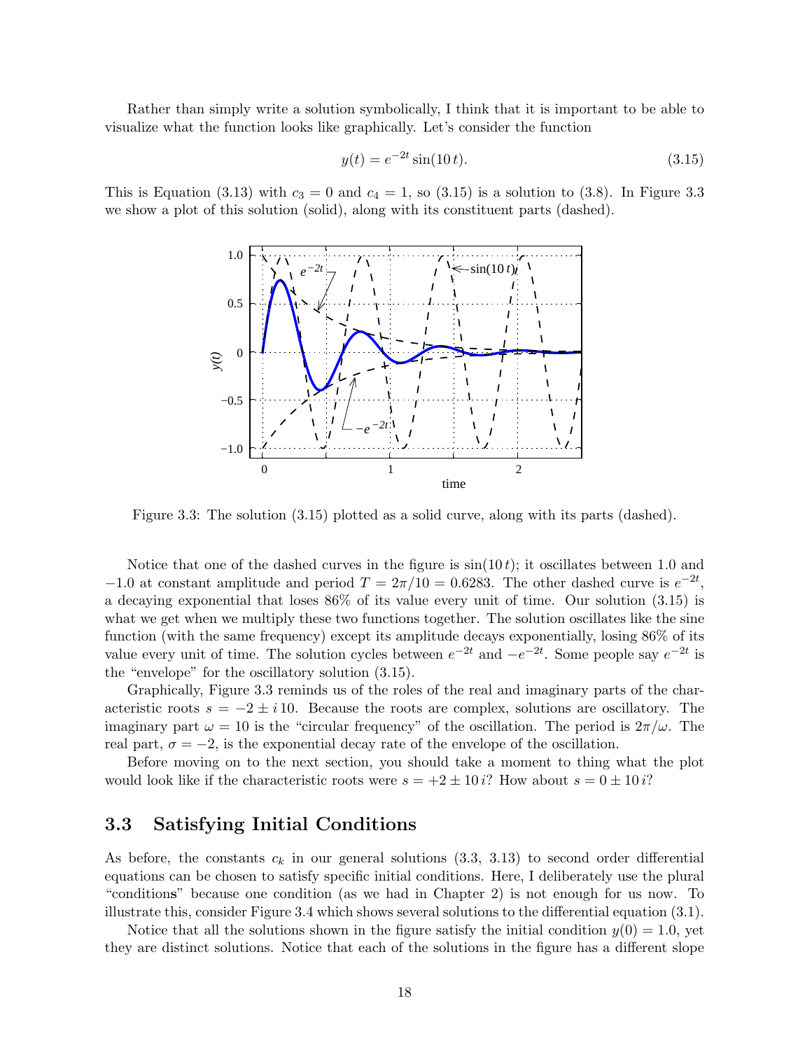Rather than simply write a solution symbolically, I think that it is important to be able to visualize what the function looks like graphically. Let's consider the function

$$y(t) = e^{-2t}\sin(10\,t). \tag{3.15}$$

This is Equation (3.13) with $c_3 = 0$ and $c_4 = 1$, so (3.15) is a solution to (3.8). In Figure 3.3 we show a plot of this solution (solid), along with its constituent parts (dashed).

Figure 3.3: The solution (3.15) plotted as a solid curve, along with its parts (dashed).

Notice that one of the dashed curves in the figure is $\sin(10\,t)$; it oscillates between 1.0 and $-1.0$ at constant amplitude and period $T = 2\pi/10 = 0.6283$. The other dashed curve is $e^{-2t}$, a decaying exponential that loses 86% of its value every unit of time. Our solution (3.15) is what we get when we multiply these two functions together. The solution oscillates like the sine function (with the same frequency) except its amplitude decays exponentially, losing 86% of its value every unit of time. The solution cycles between $e^{-2t}$ and $-e^{-2t}$. Some people say $e^{-2t}$ is the "envelope" for the oscillatory solution (3.15).

Graphically, Figure 3.3 reminds us of the roles of the real and imaginary parts of the characteristic roots $s = -2 \pm i\,10$. Because the roots are complex, solutions are oscillatory. The imaginary part $\omega = 10$ is the "circular frequency" of the oscillation. The period is $2\pi/\omega$. The real part, $\sigma = -2$, is the exponential decay rate of the envelope of the oscillation.

Before moving on to the next section, you should take a moment to thing what the plot would look like if the characteristic roots were $s = +2 \pm 10\,i$? How about $s = 0 \pm 10\,i$?

## 3.3 Satisfying Initial Conditions

As before, the constants $c_k$ in our general solutions (3.3, 3.13) to second order differential equations can be chosen to satisfy specific initial conditions. Here, I deliberately use the plural "condition**s**" because one condition (as we had in Chapter 2) is not enough for us now. To illustrate this, consider Figure 3.4 which shows several solutions to the differential equation (3.1).

Notice that all the solutions shown in the figure satisfy the initial condition $y(0) = 1.0$, yet they are distinct solutions. Notice that each of the solutions in the figure has a different slope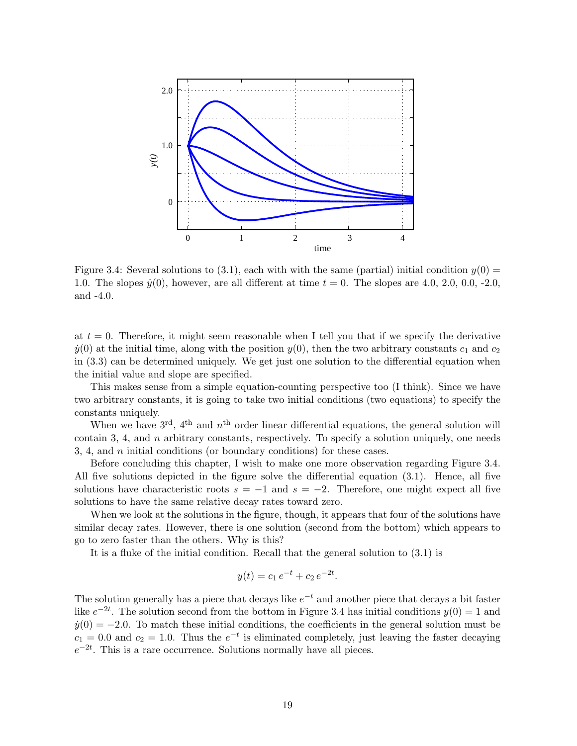Figure 3.4: Several solutions to (3.1), each with with the same (partial) initial condition $y(0) = 1.0$. The slopes $\dot{y}(0)$, however, are all different at time $t = 0$. The slopes are 4.0, 2.0, 0.0, -2.0, and -4.0.

at $t = 0$. Therefore, it might seem reasonable when I tell you that if we specify the derivative $\dot{y}(0)$ at the initial time, along with the position $y(0)$, then the two arbitrary constants $c_1$ and $c_2$ in (3.3) can be determined uniquely. We get just one solution to the differential equation when the initial value and slope are specified.

This makes sense from a simple equation-counting perspective too (I think). Since we have two arbitrary constants, it is going to take two initial conditions (two equations) to specify the constants uniquely.

When we have $3^{\text{rd}}$, $4^{\text{th}}$ and $n^{\text{th}}$ order linear differential equations, the general solution will contain 3, 4, and $n$ arbitrary constants, respectively. To specify a solution uniquely, one needs 3, 4, and $n$ initial conditions (or boundary conditions) for these cases.

Before concluding this chapter, I wish to make one more observation regarding Figure 3.4. All five solutions depicted in the figure solve the differential equation (3.1). Hence, all five solutions have characteristic roots $s = -1$ and $s = -2$. Therefore, one might expect all five solutions to have the same relative decay rates toward zero.

When we look at the solutions in the figure, though, it appears that four of the solutions have similar decay rates. However, there is one solution (second from the bottom) which appears to go to zero faster than the others. Why is this?

It is a fluke of the initial condition. Recall that the general solution to (3.1) is

$$y(t) = c_1\, e^{-t} + c_2\, e^{-2t}.$$

The solution generally has a piece that decays like $e^{-t}$ and another piece that decays a bit faster like $e^{-2t}$. The solution second from the bottom in Figure 3.4 has initial conditions $y(0) = 1$ and $\dot{y}(0) = -2.0$. To match these initial conditions, the coefficients in the general solution must be $c_1 = 0.0$ and $c_2 = 1.0$. Thus the $e^{-t}$ is eliminated completely, just leaving the faster decaying $e^{-2t}$. This is a rare occurrence. Solutions normally have all pieces.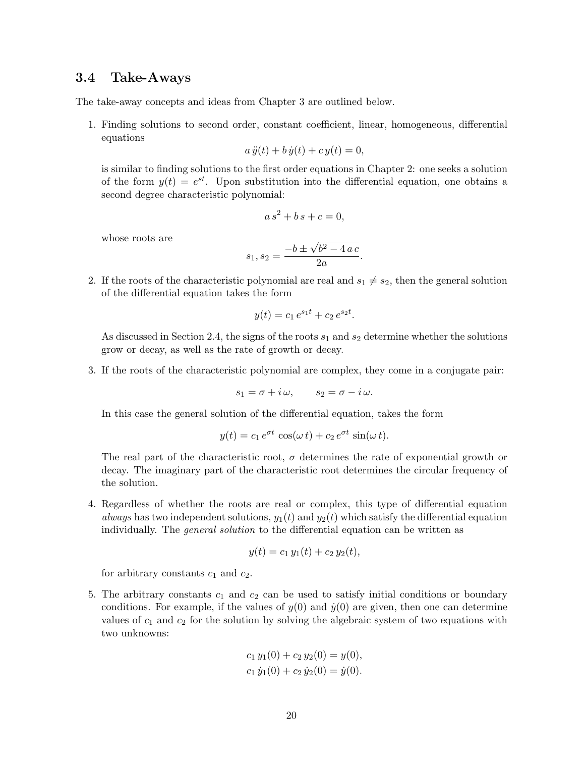## 3.4 Take-Aways

The take-away concepts and ideas from Chapter 3 are outlined below.

1. Finding solutions to second order, constant coefficient, linear, homogeneous, differential equations

$$a\,\ddot{y}(t) + b\,\dot{y}(t) + c\,y(t) = 0,$$

   is similar to finding solutions to the first order equations in Chapter 2: one seeks a solution of the form $y(t) = e^{st}$. Upon substitution into the differential equation, one obtains a second degree characteristic polynomial:

$$a\,s^2 + b\,s + c = 0,$$

   whose roots are

$$s_1, s_2 = \frac{-b \pm \sqrt{b^2 - 4\,a\,c}}{2a}.$$

2. If the roots of the characteristic polynomial are real and $s_1 \neq s_2$, then the general solution of the differential equation takes the form

$$y(t) = c_1\,e^{s_1 t} + c_2\,e^{s_2 t}.$$

   As discussed in Section 2.4, the signs of the roots $s_1$ and $s_2$ determine whether the solutions grow or decay, as well as the rate of growth or decay.

3. If the roots of the characteristic polynomial are complex, they come in a conjugate pair:

$$s_1 = \sigma + i\,\omega, \qquad s_2 = \sigma - i\,\omega.$$

   In this case the general solution of the differential equation, takes the form

$$y(t) = c_1\,e^{\sigma t}\,\cos(\omega\,t) + c_2\,e^{\sigma t}\,\sin(\omega\,t).$$

   The real part of the characteristic root, $\sigma$ determines the rate of exponential growth or decay. The imaginary part of the characteristic root determines the circular frequency of the solution.

4. Regardless of whether the roots are real or complex, this type of differential equation *always* has two independent solutions, $y_1(t)$ and $y_2(t)$ which satisfy the differential equation individually. The *general solution* to the differential equation can be written as

$$y(t) = c_1\,y_1(t) + c_2\,y_2(t),$$

   for arbitrary constants $c_1$ and $c_2$.

5. The arbitrary constants $c_1$ and $c_2$ can be used to satisfy initial conditions or boundary conditions. For example, if the values of $y(0)$ and $\dot{y}(0)$ are given, then one can determine values of $c_1$ and $c_2$ for the solution by solving the algebraic system of two equations with two unknowns:

$$\begin{aligned} c_1\,y_1(0) + c_2\,y_2(0) &= y(0), \\ c_1\,\dot{y}_1(0) + c_2\,\dot{y}_2(0) &= \dot{y}(0). \end{aligned}$$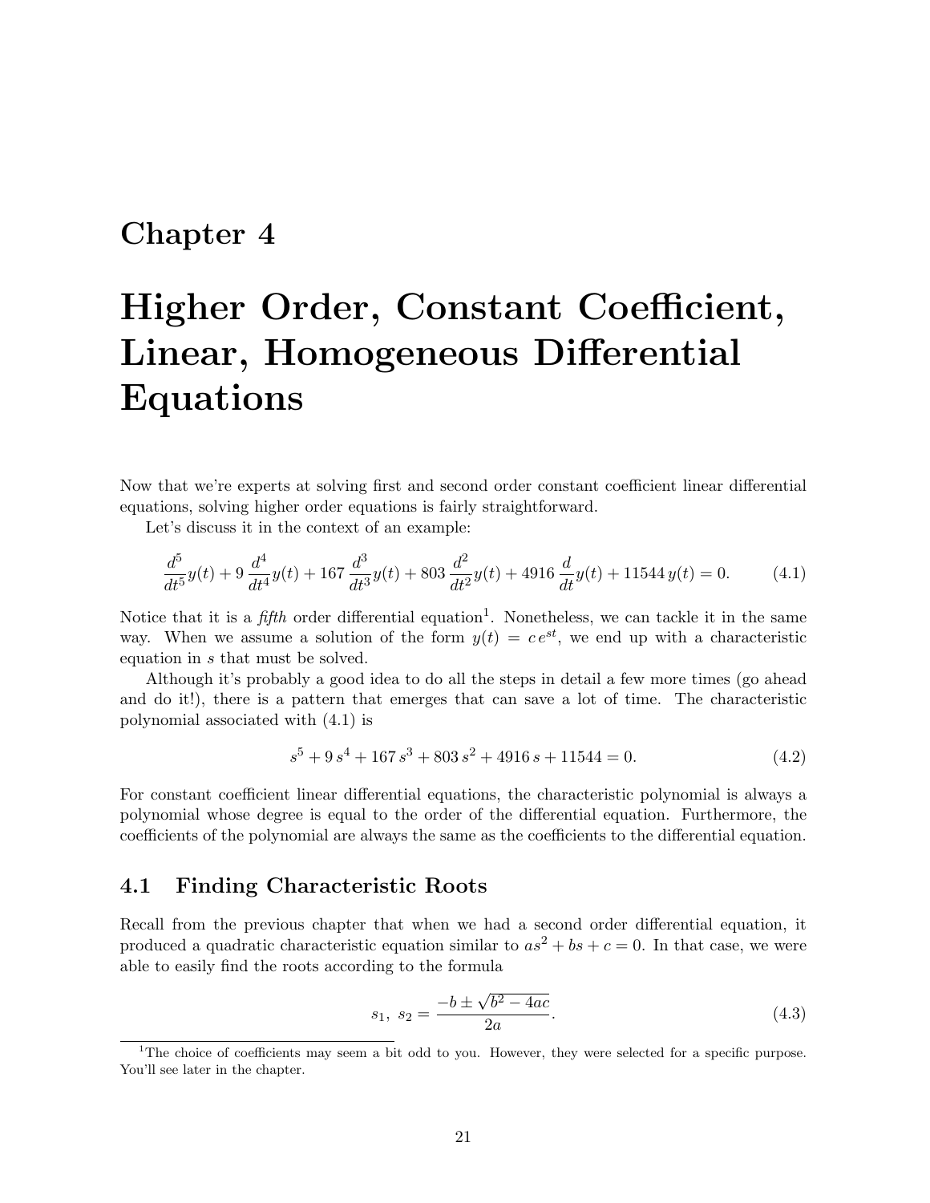# Chapter 4

# Higher Order, Constant Coefficient, Linear, Homogeneous Differential Equations

Now that we're experts at solving first and second order constant coefficient linear differential equations, solving higher order equations is fairly straightforward.

Let's discuss it in the context of an example:

$$\frac{d^5}{dt^5}y(t) + 9\,\frac{d^4}{dt^4}y(t) + 167\,\frac{d^3}{dt^3}y(t) + 803\,\frac{d^2}{dt^2}y(t) + 4916\,\frac{d}{dt}y(t) + 11544\,y(t) = 0. \tag{4.1}$$

Notice that it is a *fifth* order differential equation[1]. Nonetheless, we can tackle it in the same way. When we assume a solution of the form $y(t) = c\,e^{st}$, we end up with a characteristic equation in $s$ that must be solved.

Although it's probably a good idea to do all the steps in detail a few more times (go ahead and do it!), there is a pattern that emerges that can save a lot of time. The characteristic polynomial associated with (4.1) is

$$s^5 + 9\,s^4 + 167\,s^3 + 803\,s^2 + 4916\,s + 11544 = 0. \tag{4.2}$$

For constant coefficient linear differential equations, the characteristic polynomial is always a polynomial whose degree is equal to the order of the differential equation. Furthermore, the coefficients of the polynomial are always the same as the coefficients to the differential equation.

## 4.1 Finding Characteristic Roots

Recall from the previous chapter that when we had a second order differential equation, it produced a quadratic characteristic equation similar to $as^2 + bs + c = 0$. In that case, we were able to easily find the roots according to the formula

$$s_1,\ s_2 = \frac{-b \pm \sqrt{b^2 - 4ac}}{2a}. \tag{4.3}$$

[1] The choice of coefficients may seem a bit odd to you. However, they were selected for a specific purpose. You'll see later in the chapter.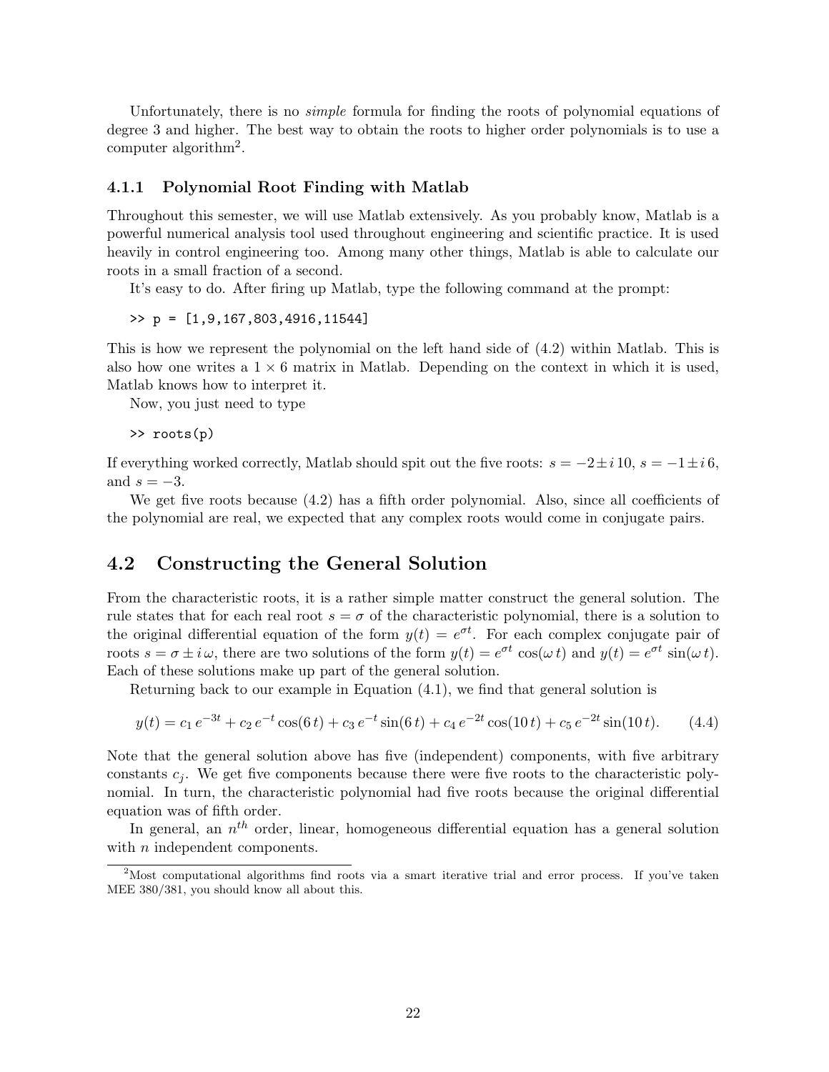Unfortunately, there is no *simple* formula for finding the roots of polynomial equations of degree 3 and higher. The best way to obtain the roots to higher order polynomials is to use a computer algorithm[2].

### 4.1.1 Polynomial Root Finding with Matlab

Throughout this semester, we will use Matlab extensively. As you probably know, Matlab is a powerful numerical analysis tool used throughout engineering and scientific practice. It is used heavily in control engineering too. Among many other things, Matlab is able to calculate our roots in a small fraction of a second.

It's easy to do. After firing up Matlab, type the following command at the prompt:

```
>> p = [1,9,167,803,4916,11544]
```

This is how we represent the polynomial on the left hand side of (4.2) within Matlab. This is also how one writes a $1 \times 6$ matrix in Matlab. Depending on the context in which it is used, Matlab knows how to interpret it.

Now, you just need to type

```
>> roots(p)
```

If everything worked correctly, Matlab should spit out the five roots: $s = -2 \pm i\,10$, $s = -1 \pm i\,6$, and $s = -3$.

We get five roots because (4.2) has a fifth order polynomial. Also, since all coefficients of the polynomial are real, we expected that any complex roots would come in conjugate pairs.

## 4.2 Constructing the General Solution

From the characteristic roots, it is a rather simple matter construct the general solution. The rule states that for each real root $s = \sigma$ of the characteristic polynomial, there is a solution to the original differential equation of the form $y(t) = e^{\sigma t}$. For each complex conjugate pair of roots $s = \sigma \pm i\,\omega$, there are two solutions of the form $y(t) = e^{\sigma t}\,\cos(\omega\,t)$ and $y(t) = e^{\sigma t}\,\sin(\omega\,t)$. Each of these solutions make up part of the general solution.

Returning back to our example in Equation (4.1), we find that general solution is

$$y(t) = c_1\,e^{-3t} + c_2\,e^{-t}\cos(6\,t) + c_3\,e^{-t}\sin(6\,t) + c_4\,e^{-2t}\cos(10\,t) + c_5\,e^{-2t}\sin(10\,t). \qquad (4.4)$$

Note that the general solution above has five (independent) components, with five arbitrary constants $c_j$. We get five components because there were five roots to the characteristic polynomial. In turn, the characteristic polynomial had five roots because the original differential equation was of fifth order.

In general, an $n^{th}$ order, linear, homogeneous differential equation has a general solution with $n$ independent components.

[2] Most computational algorithms find roots via a smart iterative trial and error process. If you've taken MEE 380/381, you should know all about this.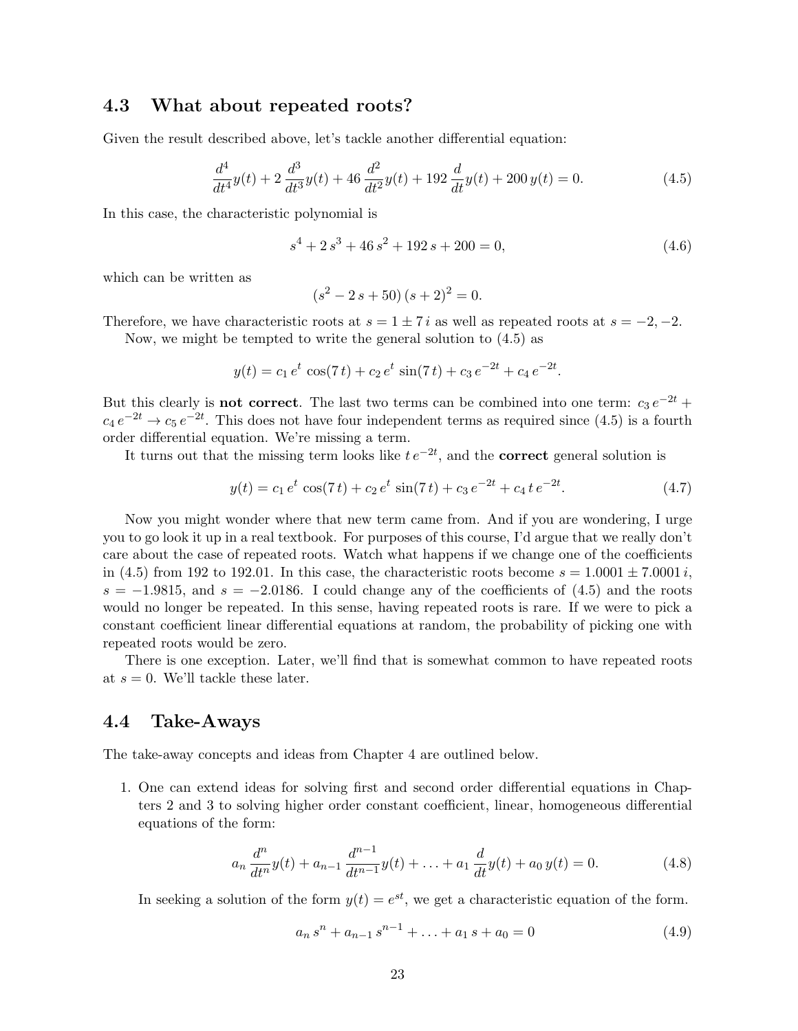## 4.3 What about repeated roots?

Given the result described above, let's tackle another differential equation:

$$\frac{d^4}{dt^4}y(t) + 2\,\frac{d^3}{dt^3}y(t) + 46\,\frac{d^2}{dt^2}y(t) + 192\,\frac{d}{dt}y(t) + 200\,y(t) = 0. \tag{4.5}$$

In this case, the characteristic polynomial is

$$s^4 + 2\,s^3 + 46\,s^2 + 192\,s + 200 = 0, \tag{4.6}$$

which can be written as

$$(s^2 - 2\,s + 50)\,(s+2)^2 = 0.$$

Therefore, we have characteristic roots at $s = 1 \pm 7\,i$ as well as repeated roots at $s = -2, -2$.

Now, we might be tempted to write the general solution to (4.5) as

$$y(t) = c_1\,e^t\,\cos(7\,t) + c_2\,e^t\,\sin(7\,t) + c_3\,e^{-2t} + c_4\,e^{-2t}.$$

But this clearly is **not correct**. The last two terms can be combined into one term: $c_3\,e^{-2t} + c_4\,e^{-2t} \to c_5\,e^{-2t}$. This does not have four independent terms as required since (4.5) is a fourth order differential equation. We're missing a term.

It turns out that the missing term looks like $t\,e^{-2t}$, and the **correct** general solution is

$$y(t) = c_1\,e^t\,\cos(7\,t) + c_2\,e^t\,\sin(7\,t) + c_3\,e^{-2t} + c_4\,t\,e^{-2t}. \tag{4.7}$$

Now you might wonder where that new term came from. And if you are wondering, I urge you to go look it up in a real textbook. For purposes of this course, I'd argue that we really don't care about the case of repeated roots. Watch what happens if we change one of the coefficients in (4.5) from 192 to 192.01. In this case, the characteristic roots become $s = 1.0001 \pm 7.0001\,i$, $s = -1.9815$, and $s = -2.0186$. I could change any of the coefficients of (4.5) and the roots would no longer be repeated. In this sense, having repeated roots is rare. If we were to pick a constant coefficient linear differential equations at random, the probability of picking one with repeated roots would be zero.

There is one exception. Later, we'll find that is somewhat common to have repeated roots at $s = 0$. We'll tackle these later.

## 4.4 Take-Aways

The take-away concepts and ideas from Chapter 4 are outlined below.

1. One can extend ideas for solving first and second order differential equations in Chapters 2 and 3 to solving higher order constant coefficient, linear, homogeneous differential equations of the form:

$$a_n\,\frac{d^n}{dt^n}y(t) + a_{n-1}\,\frac{d^{n-1}}{dt^{n-1}}y(t) + \ldots + a_1\,\frac{d}{dt}y(t) + a_0\,y(t) = 0. \tag{4.8}$$

   In seeking a solution of the form $y(t) = e^{st}$, we get a characteristic equation of the form.

$$a_n\,s^n + a_{n-1}\,s^{n-1} + \ldots + a_1\,s + a_0 = 0 \tag{4.9}$$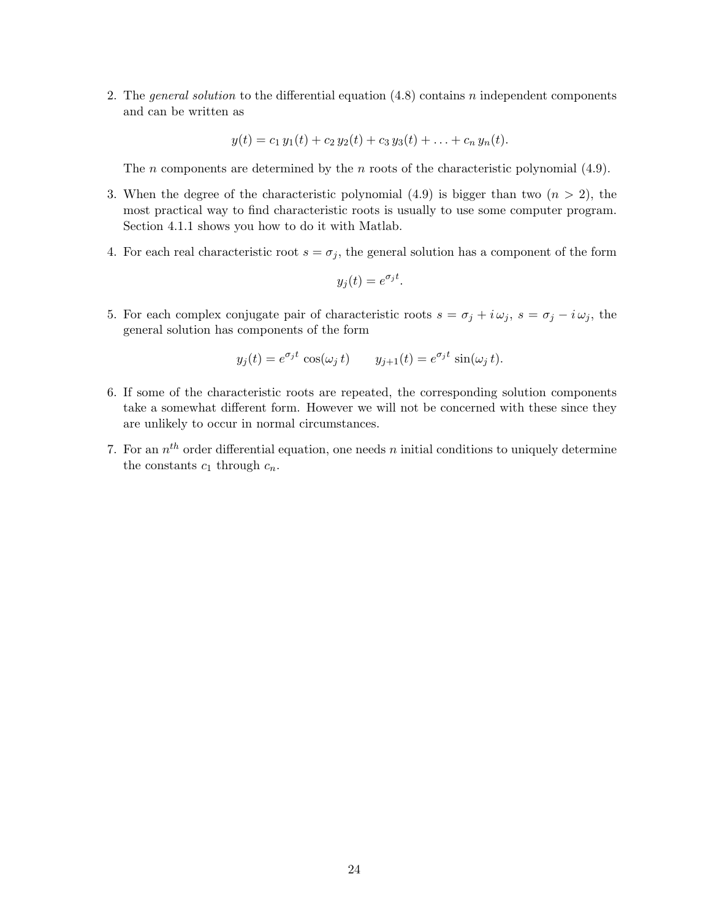2. The *general solution* to the differential equation (4.8) contains $n$ independent components and can be written as

$$y(t) = c_1\, y_1(t) + c_2\, y_2(t) + c_3\, y_3(t) + \ldots + c_n\, y_n(t).$$

   The $n$ components are determined by the $n$ roots of the characteristic polynomial (4.9).

3. When the degree of the characteristic polynomial (4.9) is bigger than two ($n > 2$), the most practical way to find characteristic roots is usually to use some computer program. Section 4.1.1 shows you how to do it with Matlab.

4. For each real characteristic root $s = \sigma_j$, the general solution has a component of the form

$$y_j(t) = e^{\sigma_j t}.$$

5. For each complex conjugate pair of characteristic roots $s = \sigma_j + i\,\omega_j$, $s = \sigma_j - i\,\omega_j$, the general solution has components of the form

$$y_j(t) = e^{\sigma_j t}\, \cos(\omega_j\, t) \qquad y_{j+1}(t) = e^{\sigma_j t}\, \sin(\omega_j\, t).$$

6. If some of the characteristic roots are repeated, the corresponding solution components take a somewhat different form. However we will not be concerned with these since they are unlikely to occur in normal circumstances.

7. For an $n^{th}$ order differential equation, one needs $n$ initial conditions to uniquely determine the constants $c_1$ through $c_n$.